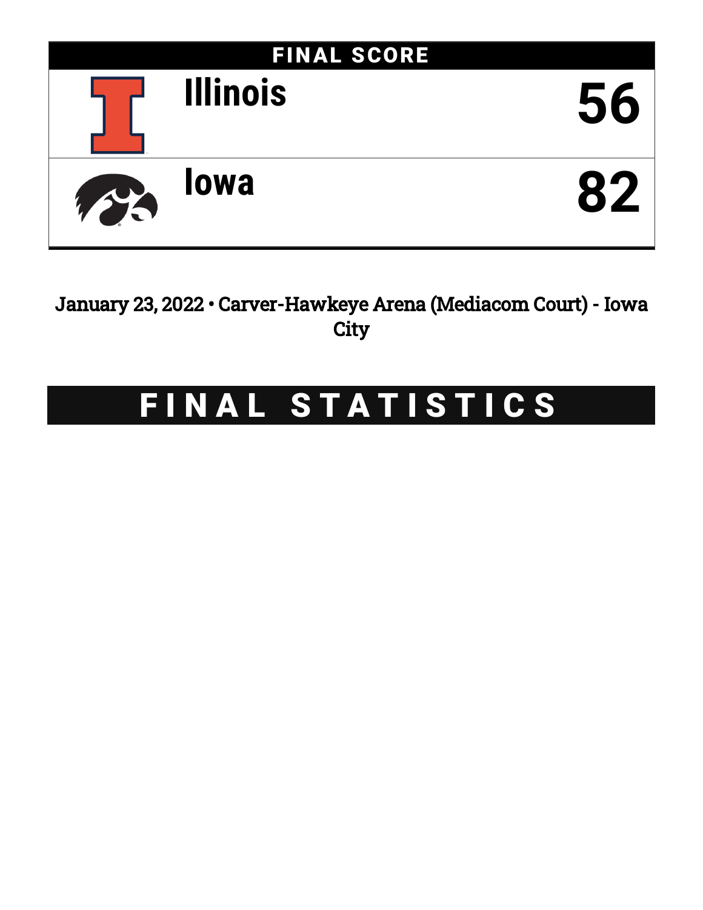## FINAL SCORE

| | Team | Score |
|---|---|---|
| | Illinois | 56 |
| | Iowa | 82 |

January 23, 2022 • Carver-Hawkeye Arena (Mediacom Court) - Iowa City

# FINAL STATISTICS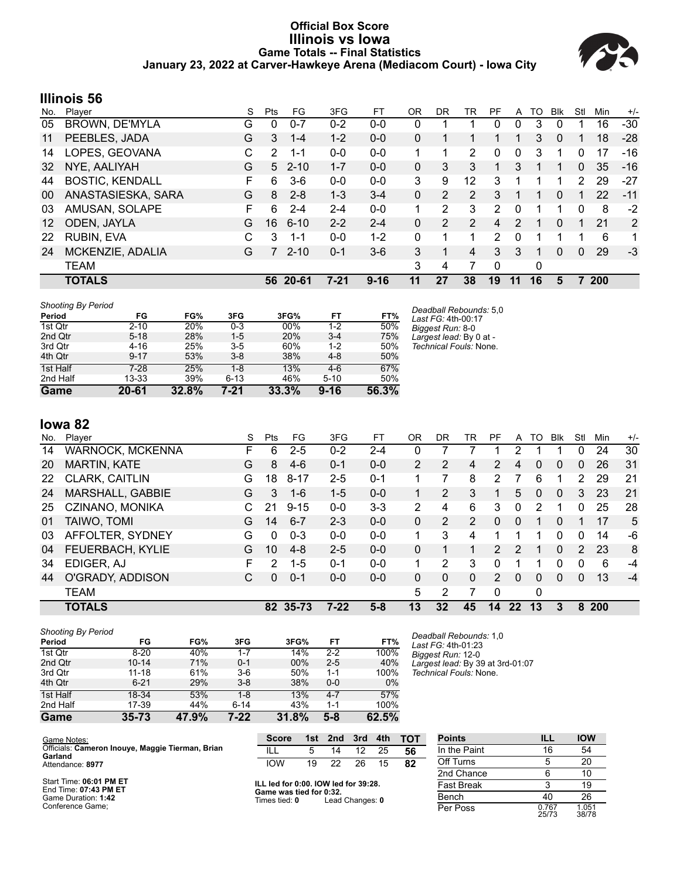# Official Box Score
# Illinois vs Iowa
## Game Totals -- Final Statistics
### January 23, 2022 at Carver-Hawkeye Arena (Mediacom Court) - Iowa City

## Illinois 56

| No. | Player | S | Pts | FG | 3FG | FT | OR | DR | TR | PF | A | TO | Blk | Stl | Min | +/- |
|---|---|---|---|---|---|---|---|---|---|---|---|---|---|---|---|---|
| 05 | BROWN, DE'MYLA | G | 0 | 0-7 | 0-2 | 0-0 | 0 | 1 | 1 | 0 | 0 | 3 | 0 | 1 | 16 | -30 |
| 11 | PEEBLES, JADA | G | 3 | 1-4 | 1-2 | 0-0 | 0 | 1 | 1 | 1 | 1 | 3 | 0 | 1 | 18 | -28 |
| 14 | LOPES, GEOVANA | C | 2 | 1-1 | 0-0 | 0-0 | 1 | 1 | 2 | 0 | 0 | 3 | 1 | 0 | 17 | -16 |
| 32 | NYE, AALIYAH | G | 5 | 2-10 | 1-7 | 0-0 | 0 | 3 | 3 | 1 | 3 | 1 | 1 | 0 | 35 | -16 |
| 44 | BOSTIC, KENDALL | F | 6 | 3-6 | 0-0 | 0-0 | 3 | 9 | 12 | 3 | 1 | 1 | 1 | 2 | 29 | -27 |
| 00 | ANASTASIESKA, SARA | G | 8 | 2-8 | 1-3 | 3-4 | 0 | 2 | 2 | 3 | 1 | 1 | 0 | 1 | 22 | -11 |
| 03 | AMUSAN, SOLAPE | F | 6 | 2-4 | 2-4 | 0-0 | 1 | 2 | 3 | 2 | 0 | 1 | 1 | 0 | 8 | -2 |
| 12 | ODEN, JAYLA | G | 16 | 6-10 | 2-2 | 2-4 | 0 | 2 | 2 | 4 | 2 | 1 | 0 | 1 | 21 | 2 |
| 22 | RUBIN, EVA | C | 3 | 1-1 | 0-0 | 1-2 | 0 | 1 | 1 | 2 | 0 | 1 | 1 | 1 | 6 | 1 |
| 24 | MCKENZIE, ADALIA | G | 7 | 2-10 | 0-1 | 3-6 | 3 | 1 | 4 | 3 | 3 | 1 | 0 | 0 | 29 | -3 |
| | TEAM | | | | | | 3 | 4 | 7 | 0 | | 0 | | | | |
| | **TOTALS** | | **56** | **20-61** | **7-21** | **9-16** | **11** | **27** | **38** | **19** | **11** | **16** | **5** | **7** | **200** | |

*Shooting By Period*

| Period | FG | FG% | 3FG | 3FG% | FT | FT% |
|---|---|---|---|---|---|---|
| 1st Qtr | 2-10 | 20% | 0-3 | 00% | 1-2 | 50% |
| 2nd Qtr | 5-18 | 28% | 1-5 | 20% | 3-4 | 75% |
| 3rd Qtr | 4-16 | 25% | 3-5 | 60% | 1-2 | 50% |
| 4th Qtr | 9-17 | 53% | 3-8 | 38% | 4-8 | 50% |
| 1st Half | 7-28 | 25% | 1-8 | 13% | 4-6 | 67% |
| 2nd Half | 13-33 | 39% | 6-13 | 46% | 5-10 | 50% |
| **Game** | **20-61** | **32.8%** | **7-21** | **33.3%** | **9-16** | **56.3%** |

*Deadball Rebounds:* 5,0
*Last FG:* 4th-00:17
*Biggest Run:* 8-0
*Largest lead:* By 0 at -
*Technical Fouls:* None.

## Iowa 82

| No. | Player | S | Pts | FG | 3FG | FT | OR | DR | TR | PF | A | TO | Blk | Stl | Min | +/- |
|---|---|---|---|---|---|---|---|---|---|---|---|---|---|---|---|---|
| 14 | WARNOCK, MCKENNA | F | 6 | 2-5 | 0-2 | 2-4 | 0 | 7 | 7 | 1 | 2 | 1 | 1 | 0 | 24 | 30 |
| 20 | MARTIN, KATE | G | 8 | 4-6 | 0-1 | 0-0 | 2 | 2 | 4 | 2 | 4 | 0 | 0 | 0 | 26 | 31 |
| 22 | CLARK, CAITLIN | G | 18 | 8-17 | 2-5 | 0-1 | 1 | 7 | 8 | 2 | 7 | 6 | 1 | 2 | 29 | 21 |
| 24 | MARSHALL, GABBIE | G | 3 | 1-6 | 1-5 | 0-0 | 1 | 2 | 3 | 1 | 5 | 0 | 0 | 3 | 23 | 21 |
| 25 | CZINANO, MONIKA | C | 21 | 9-15 | 0-0 | 3-3 | 2 | 4 | 6 | 3 | 0 | 2 | 1 | 0 | 25 | 28 |
| 01 | TAIWO, TOMI | G | 14 | 6-7 | 2-3 | 0-0 | 0 | 2 | 2 | 0 | 0 | 1 | 0 | 1 | 17 | 5 |
| 03 | AFFOLTER, SYDNEY | G | 0 | 0-3 | 0-0 | 0-0 | 1 | 3 | 4 | 1 | 1 | 1 | 0 | 0 | 14 | -6 |
| 04 | FEUERBACH, KYLIE | G | 10 | 4-8 | 2-5 | 0-0 | 0 | 1 | 1 | 2 | 2 | 1 | 0 | 2 | 23 | 8 |
| 34 | EDIGER, AJ | F | 2 | 1-5 | 0-1 | 0-0 | 1 | 2 | 3 | 0 | 1 | 1 | 0 | 0 | 6 | -4 |
| 44 | O'GRADY, ADDISON | C | 0 | 0-1 | 0-0 | 0-0 | 0 | 0 | 0 | 2 | 0 | 0 | 0 | 0 | 13 | -4 |
| | TEAM | | | | | | 5 | 2 | 7 | 0 | | 0 | | | | |
| | **TOTALS** | | **82** | **35-73** | **7-22** | **5-8** | **13** | **32** | **45** | **14** | **22** | **13** | **3** | **8** | **200** | |

*Shooting By Period*

| Period | FG | FG% | 3FG | 3FG% | FT | FT% |
|---|---|---|---|---|---|---|
| 1st Qtr | 8-20 | 40% | 1-7 | 14% | 2-2 | 100% |
| 2nd Qtr | 10-14 | 71% | 0-1 | 00% | 2-5 | 40% |
| 3rd Qtr | 11-18 | 61% | 3-6 | 50% | 1-1 | 100% |
| 4th Qtr | 6-21 | 29% | 3-8 | 38% | 0-0 | 0% |
| 1st Half | 18-34 | 53% | 1-8 | 13% | 4-7 | 57% |
| 2nd Half | 17-39 | 44% | 6-14 | 43% | 1-1 | 100% |
| **Game** | **35-73** | **47.9%** | **7-22** | **31.8%** | **5-8** | **62.5%** |

*Deadball Rebounds:* 1,0
*Last FG:* 4th-01:23
*Biggest Run:* 12-0
*Largest lead:* By 39 at 3rd-01:07
*Technical Fouls:* None.

Game Notes:
Officials: **Cameron Inouye, Maggie Tierman, Brian Garland**
Attendance: **8977**

Start Time: **06:01 PM ET**
End Time: **07:43 PM ET**
Game Duration: **1:42**
Conference Game;

| Score | 1st | 2nd | 3rd | 4th | TOT |
|---|---|---|---|---|---|
| ILL | 5 | 14 | 12 | 25 | **56** |
| IOW | 19 | 22 | 26 | 15 | **82** |

**ILL led for 0:00. IOW led for 39:28.**
**Game was tied for 0:32.**
Times tied: **0** Lead Changes: **0**

| Points | ILL | IOW |
|---|---|---|
| In the Paint | 16 | 54 |
| Off Turns | 5 | 20 |
| 2nd Chance | 6 | 10 |
| Fast Break | 3 | 19 |
| Bench | 40 | 26 |
| Per Poss | 0.767 25/73 | 1.051 38/78 |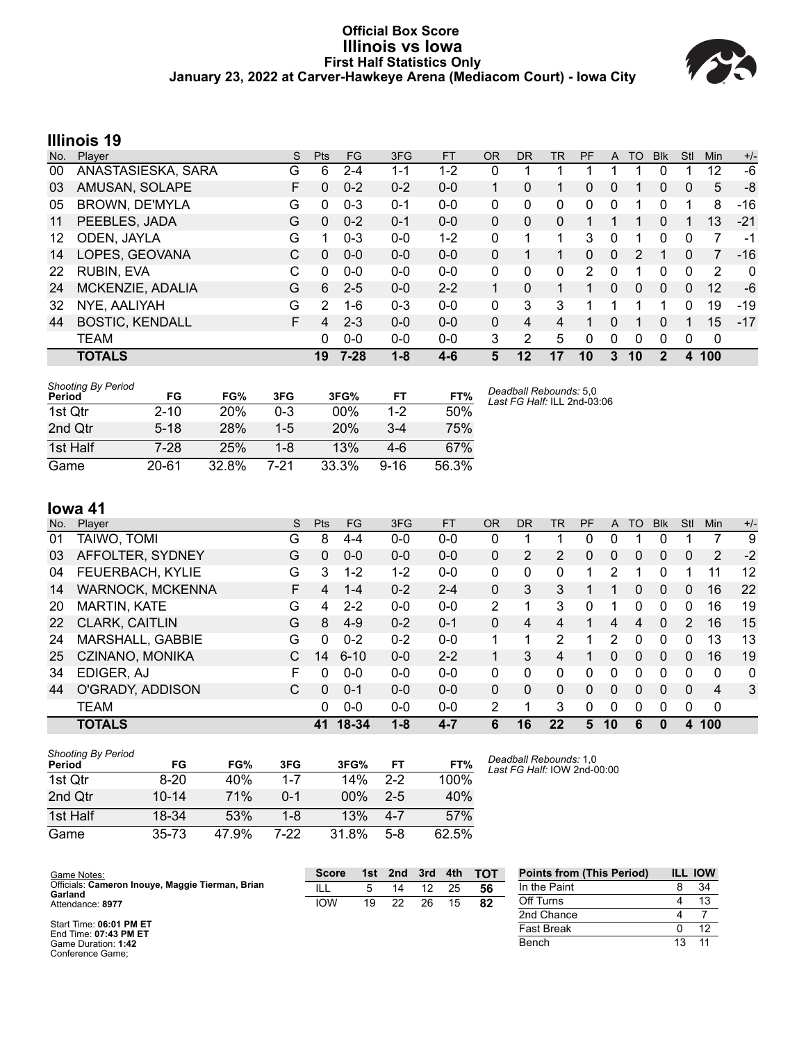# Official Box Score
## Illinois vs Iowa
### First Half Statistics Only
### January 23, 2022 at Carver-Hawkeye Arena (Mediacom Court) - Iowa City

## Illinois 19

| No. | Player | S | Pts | FG | 3FG | FT | OR | DR | TR | PF | A | TO | Blk | Stl | Min | +/- |
|---|---|---|---|---|---|---|---|---|---|---|---|---|---|---|---|---|
| 00 | ANASTASIESKA, SARA | G | 6 | 2-4 | 1-1 | 1-2 | 0 | 1 | 1 | 1 | 1 | 1 | 0 | 1 | 12 | -6 |
| 03 | AMUSAN, SOLAPE | F | 0 | 0-2 | 0-2 | 0-0 | 1 | 0 | 1 | 0 | 0 | 1 | 0 | 0 | 5 | -8 |
| 05 | BROWN, DE'MYLA | G | 0 | 0-3 | 0-1 | 0-0 | 0 | 0 | 0 | 0 | 0 | 1 | 0 | 1 | 8 | -16 |
| 11 | PEEBLES, JADA | G | 0 | 0-2 | 0-1 | 0-0 | 0 | 0 | 0 | 1 | 1 | 1 | 0 | 1 | 13 | -21 |
| 12 | ODEN, JAYLA | G | 1 | 0-3 | 0-0 | 1-2 | 0 | 1 | 1 | 3 | 0 | 1 | 0 | 0 | 7 | -1 |
| 14 | LOPES, GEOVANA | C | 0 | 0-0 | 0-0 | 0-0 | 0 | 1 | 1 | 0 | 0 | 2 | 1 | 0 | 7 | -16 |
| 22 | RUBIN, EVA | C | 0 | 0-0 | 0-0 | 0-0 | 0 | 0 | 0 | 2 | 0 | 1 | 0 | 0 | 2 | 0 |
| 24 | MCKENZIE, ADALIA | G | 6 | 2-5 | 0-0 | 2-2 | 1 | 0 | 1 | 1 | 0 | 0 | 0 | 0 | 12 | -6 |
| 32 | NYE, AALIYAH | G | 2 | 1-6 | 0-3 | 0-0 | 0 | 3 | 3 | 1 | 1 | 1 | 1 | 0 | 19 | -19 |
| 44 | BOSTIC, KENDALL | F | 4 | 2-3 | 0-0 | 0-0 | 0 | 4 | 4 | 1 | 0 | 1 | 0 | 1 | 15 | -17 |
| | TEAM | | 0 | 0-0 | 0-0 | 0-0 | 3 | 2 | 5 | 0 | 0 | 0 | 0 | 0 | 0 | |
| | **TOTALS** | | **19** | **7-28** | **1-8** | **4-6** | **5** | **12** | **17** | **10** | **3** | **10** | **2** | **4** | **100** | |

*Shooting By Period*

| Period | FG | FG% | 3FG | 3FG% | FT | FT% |
|---|---|---|---|---|---|---|
| 1st Qtr | 2-10 | 20% | 0-3 | 00% | 1-2 | 50% |
| 2nd Qtr | 5-18 | 28% | 1-5 | 20% | 3-4 | 75% |
| 1st Half | 7-28 | 25% | 1-8 | 13% | 4-6 | 67% |
| Game | 20-61 | 32.8% | 7-21 | 33.3% | 9-16 | 56.3% |

*Deadball Rebounds:* 5,0
*Last FG Half:* ILL 2nd-03:06

## Iowa 41

| No. | Player | S | Pts | FG | 3FG | FT | OR | DR | TR | PF | A | TO | Blk | Stl | Min | +/- |
|---|---|---|---|---|---|---|---|---|---|---|---|---|---|---|---|---|
| 01 | TAIWO, TOMI | G | 8 | 4-4 | 0-0 | 0-0 | 0 | 1 | 1 | 0 | 0 | 1 | 0 | 1 | 7 | 9 |
| 03 | AFFOLTER, SYDNEY | G | 0 | 0-0 | 0-0 | 0-0 | 0 | 2 | 2 | 0 | 0 | 0 | 0 | 0 | 2 | -2 |
| 04 | FEUERBACH, KYLIE | G | 3 | 1-2 | 1-2 | 0-0 | 0 | 0 | 0 | 1 | 2 | 1 | 0 | 1 | 11 | 12 |
| 14 | WARNOCK, MCKENNA | F | 4 | 1-4 | 0-2 | 2-4 | 0 | 3 | 3 | 1 | 1 | 0 | 0 | 0 | 16 | 22 |
| 20 | MARTIN, KATE | G | 4 | 2-2 | 0-0 | 0-0 | 2 | 1 | 3 | 0 | 1 | 0 | 0 | 0 | 16 | 19 |
| 22 | CLARK, CAITLIN | G | 8 | 4-9 | 0-2 | 0-1 | 0 | 4 | 4 | 1 | 4 | 4 | 0 | 2 | 16 | 15 |
| 24 | MARSHALL, GABBIE | G | 0 | 0-2 | 0-2 | 0-0 | 1 | 1 | 2 | 1 | 2 | 0 | 0 | 0 | 13 | 13 |
| 25 | CZINANO, MONIKA | C | 14 | 6-10 | 0-0 | 2-2 | 1 | 3 | 4 | 1 | 0 | 0 | 0 | 0 | 16 | 19 |
| 34 | EDIGER, AJ | F | 0 | 0-0 | 0-0 | 0-0 | 0 | 0 | 0 | 0 | 0 | 0 | 0 | 0 | 0 | 0 |
| 44 | O'GRADY, ADDISON | C | 0 | 0-1 | 0-0 | 0-0 | 0 | 0 | 0 | 0 | 0 | 0 | 0 | 0 | 4 | 3 |
| | TEAM | | 0 | 0-0 | 0-0 | 0-0 | 2 | 1 | 3 | 0 | 0 | 0 | 0 | 0 | 0 | |
| | **TOTALS** | | **41** | **18-34** | **1-8** | **4-7** | **6** | **16** | **22** | **5** | **10** | **6** | **0** | **4** | **100** | |

*Shooting By Period*

| Period | FG | FG% | 3FG | 3FG% | FT | FT% |
|---|---|---|---|---|---|---|
| 1st Qtr | 8-20 | 40% | 1-7 | 14% | 2-2 | 100% |
| 2nd Qtr | 10-14 | 71% | 0-1 | 00% | 2-5 | 40% |
| 1st Half | 18-34 | 53% | 1-8 | 13% | 4-7 | 57% |
| Game | 35-73 | 47.9% | 7-22 | 31.8% | 5-8 | 62.5% |

*Deadball Rebounds:* 1,0
*Last FG Half:* IOW 2nd-00:00

Game Notes:
Officials: **Cameron Inouye, Maggie Tierman, Brian Garland**
Attendance: **8977**

Start Time: **06:01 PM ET**
End Time: **07:43 PM ET**
Game Duration: **1:42**
Conference Game;

| Score | 1st | 2nd | 3rd | 4th | TOT |
|---|---|---|---|---|---|
| ILL | 5 | 14 | 12 | 25 | **56** |
| IOW | 19 | 22 | 26 | 15 | **82** |

| Points from (This Period) | ILL | IOW |
|---|---|---|
| In the Paint | 8 | 34 |
| Off Turns | 4 | 13 |
| 2nd Chance | 4 | 7 |
| Fast Break | 0 | 12 |
| Bench | 13 | 11 |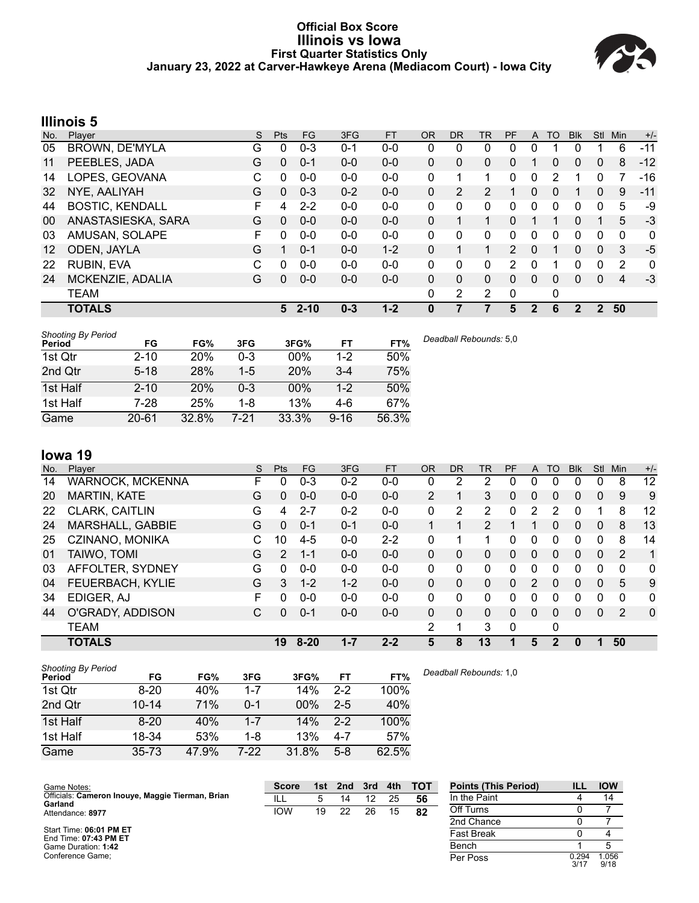# Official Box Score
## Illinois vs Iowa
### First Quarter Statistics Only
### January 23, 2022 at Carver-Hawkeye Arena (Mediacom Court) - Iowa City

## Illinois 5

| No. | Player | S | Pts | FG | 3FG | FT | OR | DR | TR | PF | A | TO | Blk | Stl | Min | +/- |
|---|---|---|---|---|---|---|---|---|---|---|---|---|---|---|---|---|
| 05 | BROWN, DE'MYLA | G | 0 | 0-3 | 0-1 | 0-0 | 0 | 0 | 0 | 0 | 0 | 1 | 0 | 1 | 6 | -11 |
| 11 | PEEBLES, JADA | G | 0 | 0-1 | 0-0 | 0-0 | 0 | 0 | 0 | 0 | 1 | 0 | 0 | 0 | 8 | -12 |
| 14 | LOPES, GEOVANA | C | 0 | 0-0 | 0-0 | 0-0 | 0 | 1 | 1 | 0 | 0 | 2 | 1 | 0 | 7 | -16 |
| 32 | NYE, AALIYAH | G | 0 | 0-3 | 0-2 | 0-0 | 0 | 2 | 2 | 1 | 0 | 0 | 1 | 0 | 9 | -11 |
| 44 | BOSTIC, KENDALL | F | 4 | 2-2 | 0-0 | 0-0 | 0 | 0 | 0 | 0 | 0 | 0 | 0 | 0 | 5 | -9 |
| 00 | ANASTASIESKA, SARA | G | 0 | 0-0 | 0-0 | 0-0 | 0 | 1 | 1 | 0 | 1 | 1 | 0 | 1 | 5 | -3 |
| 03 | AMUSAN, SOLAPE | F | 0 | 0-0 | 0-0 | 0-0 | 0 | 0 | 0 | 0 | 0 | 0 | 0 | 0 | 0 | 0 |
| 12 | ODEN, JAYLA | G | 1 | 0-1 | 0-0 | 1-2 | 0 | 1 | 1 | 2 | 0 | 1 | 0 | 0 | 3 | -5 |
| 22 | RUBIN, EVA | C | 0 | 0-0 | 0-0 | 0-0 | 0 | 0 | 0 | 2 | 0 | 1 | 0 | 0 | 2 | 0 |
| 24 | MCKENZIE, ADALIA | G | 0 | 0-0 | 0-0 | 0-0 | 0 | 0 | 0 | 0 | 0 | 0 | 0 | 0 | 4 | -3 |
| | TEAM | | | | | | 0 | 2 | 2 | 0 | | 0 | | | | |
| | **TOTALS** | | **5** | **2-10** | **0-3** | **1-2** | **0** | **7** | **7** | **5** | **2** | **6** | **2** | **2** | **50** | |

*Shooting By Period*

| Period | FG | FG% | 3FG | 3FG% | FT | FT% |
|---|---|---|---|---|---|---|
| 1st Qtr | 2-10 | 20% | 0-3 | 00% | 1-2 | 50% |
| 2nd Qtr | 5-18 | 28% | 1-5 | 20% | 3-4 | 75% |
| 1st Half | 2-10 | 20% | 0-3 | 00% | 1-2 | 50% |
| 1st Half | 7-28 | 25% | 1-8 | 13% | 4-6 | 67% |
| Game | 20-61 | 32.8% | 7-21 | 33.3% | 9-16 | 56.3% |

*Deadball Rebounds:* 5,0

## Iowa 19

| No. | Player | S | Pts | FG | 3FG | FT | OR | DR | TR | PF | A | TO | Blk | Stl | Min | +/- |
|---|---|---|---|---|---|---|---|---|---|---|---|---|---|---|---|---|
| 14 | WARNOCK, MCKENNA | F | 0 | 0-3 | 0-2 | 0-0 | 0 | 2 | 2 | 0 | 0 | 0 | 0 | 0 | 8 | 12 |
| 20 | MARTIN, KATE | G | 0 | 0-0 | 0-0 | 0-0 | 2 | 1 | 3 | 0 | 0 | 0 | 0 | 0 | 9 | 9 |
| 22 | CLARK, CAITLIN | G | 4 | 2-7 | 0-2 | 0-0 | 0 | 2 | 2 | 0 | 2 | 2 | 0 | 1 | 8 | 12 |
| 24 | MARSHALL, GABBIE | G | 0 | 0-1 | 0-1 | 0-0 | 1 | 1 | 2 | 1 | 1 | 0 | 0 | 0 | 8 | 13 |
| 25 | CZINANO, MONIKA | C | 10 | 4-5 | 0-0 | 2-2 | 0 | 1 | 1 | 0 | 0 | 0 | 0 | 0 | 8 | 14 |
| 01 | TAIWO, TOMI | G | 2 | 1-1 | 0-0 | 0-0 | 0 | 0 | 0 | 0 | 0 | 0 | 0 | 0 | 2 | 1 |
| 03 | AFFOLTER, SYDNEY | G | 0 | 0-0 | 0-0 | 0-0 | 0 | 0 | 0 | 0 | 0 | 0 | 0 | 0 | 0 | 0 |
| 04 | FEUERBACH, KYLIE | G | 3 | 1-2 | 1-2 | 0-0 | 0 | 0 | 0 | 0 | 2 | 0 | 0 | 0 | 5 | 9 |
| 34 | EDIGER, AJ | F | 0 | 0-0 | 0-0 | 0-0 | 0 | 0 | 0 | 0 | 0 | 0 | 0 | 0 | 0 | 0 |
| 44 | O'GRADY, ADDISON | C | 0 | 0-1 | 0-0 | 0-0 | 0 | 0 | 0 | 0 | 0 | 0 | 0 | 0 | 2 | 0 |
| | TEAM | | | | | | 2 | 1 | 3 | 0 | | 0 | | | | |
| | **TOTALS** | | **19** | **8-20** | **1-7** | **2-2** | **5** | **8** | **13** | **1** | **5** | **2** | **0** | **1** | **50** | |

*Shooting By Period*

| Period | FG | FG% | 3FG | 3FG% | FT | FT% |
|---|---|---|---|---|---|---|
| 1st Qtr | 8-20 | 40% | 1-7 | 14% | 2-2 | 100% |
| 2nd Qtr | 10-14 | 71% | 0-1 | 00% | 2-5 | 40% |
| 1st Half | 8-20 | 40% | 1-7 | 14% | 2-2 | 100% |
| 1st Half | 18-34 | 53% | 1-8 | 13% | 4-7 | 57% |
| Game | 35-73 | 47.9% | 7-22 | 31.8% | 5-8 | 62.5% |

*Deadball Rebounds:* 1,0

Game Notes:
Officials: **Cameron Inouye, Maggie Tierman, Brian Garland**
Attendance: **8977**

Start Time: **06:01 PM ET**
End Time: **07:43 PM ET**
Game Duration: **1:42**
Conference Game;

| Score | 1st | 2nd | 3rd | 4th | TOT |
|---|---|---|---|---|---|
| ILL | 5 | 14 | 12 | 25 | **56** |
| IOW | 19 | 22 | 26 | 15 | **82** |

| Points (This Period) | ILL | IOW |
|---|---|---|
| In the Paint | 4 | 14 |
| Off Turns | 0 | 7 |
| 2nd Chance | 0 | 7 |
| Fast Break | 0 | 4 |
| Bench | 1 | 5 |
| Per Poss | 0.294 3/17 | 1.056 9/18 |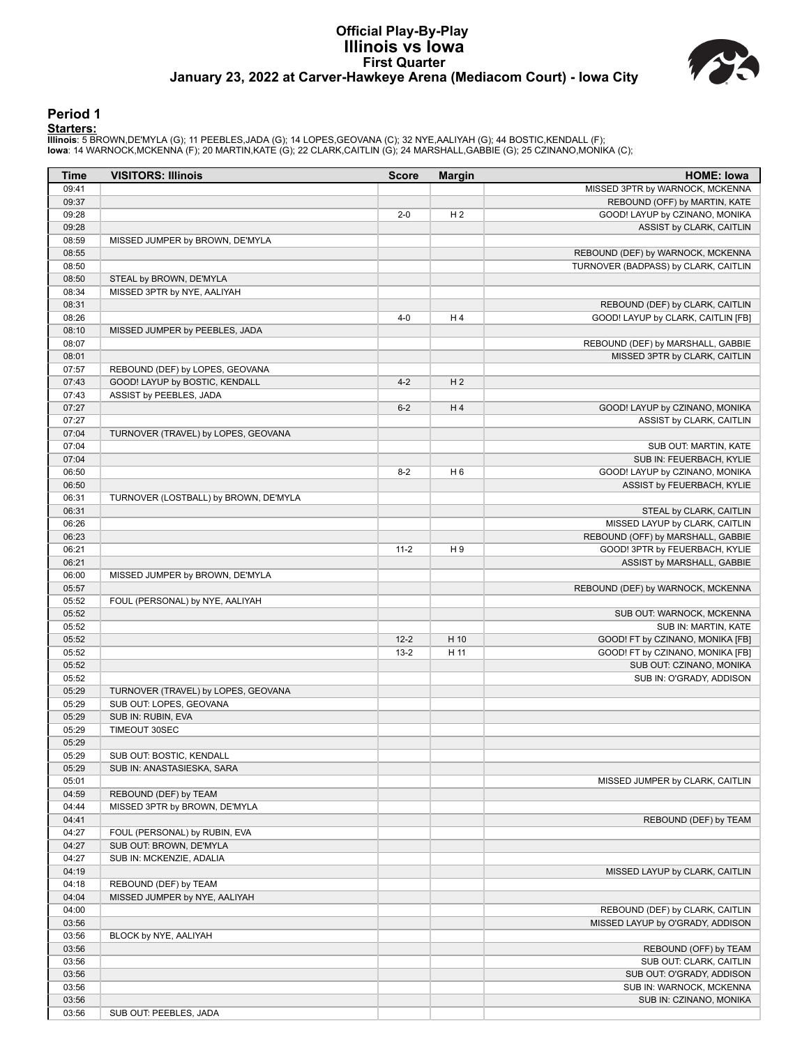# Official Play-By-Play
# Illinois vs Iowa
## First Quarter
### January 23, 2022 at Carver-Hawkeye Arena (Mediacom Court) - Iowa City

## Period 1

**Starters:**

**Illinois**: 5 BROWN,DE'MYLA (G); 11 PEEBLES,JADA (G); 14 LOPES,GEOVANA (C); 32 NYE,AALIYAH (G); 44 BOSTIC,KENDALL (F);
**Iowa**: 14 WARNOCK,MCKENNA (F); 20 MARTIN,KATE (G); 22 CLARK,CAITLIN (G); 24 MARSHALL,GABBIE (G); 25 CZINANO,MONIKA (C);

| Time | VISITORS: Illinois | Score | Margin | HOME: Iowa |
|---|---|---|---|---|
| 09:41 | | | | MISSED 3PTR by WARNOCK, MCKENNA |
| 09:37 | | | | REBOUND (OFF) by MARTIN, KATE |
| 09:28 | | 2-0 | H 2 | GOOD! LAYUP by CZINANO, MONIKA |
| 09:28 | | | | ASSIST by CLARK, CAITLIN |
| 08:59 | MISSED JUMPER by BROWN, DE'MYLA | | | |
| 08:55 | | | | REBOUND (DEF) by WARNOCK, MCKENNA |
| 08:50 | | | | TURNOVER (BADPASS) by CLARK, CAITLIN |
| 08:50 | STEAL by BROWN, DE'MYLA | | | |
| 08:34 | MISSED 3PTR by NYE, AALIYAH | | | |
| 08:31 | | | | REBOUND (DEF) by CLARK, CAITLIN |
| 08:26 | | 4-0 | H 4 | GOOD! LAYUP by CLARK, CAITLIN [FB] |
| 08:10 | MISSED JUMPER by PEEBLES, JADA | | | |
| 08:07 | | | | REBOUND (DEF) by MARSHALL, GABBIE |
| 08:01 | | | | MISSED 3PTR by CLARK, CAITLIN |
| 07:57 | REBOUND (DEF) by LOPES, GEOVANA | | | |
| 07:43 | GOOD! LAYUP by BOSTIC, KENDALL | 4-2 | H 2 | |
| 07:43 | ASSIST by PEEBLES, JADA | | | |
| 07:27 | | 6-2 | H 4 | GOOD! LAYUP by CZINANO, MONIKA |
| 07:27 | | | | ASSIST by CLARK, CAITLIN |
| 07:04 | TURNOVER (TRAVEL) by LOPES, GEOVANA | | | |
| 07:04 | | | | SUB OUT: MARTIN, KATE |
| 07:04 | | | | SUB IN: FEUERBACH, KYLIE |
| 06:50 | | 8-2 | H 6 | GOOD! LAYUP by CZINANO, MONIKA |
| 06:50 | | | | ASSIST by FEUERBACH, KYLIE |
| 06:31 | TURNOVER (LOSTBALL) by BROWN, DE'MYLA | | | |
| 06:31 | | | | STEAL by CLARK, CAITLIN |
| 06:26 | | | | MISSED LAYUP by CLARK, CAITLIN |
| 06:23 | | | | REBOUND (OFF) by MARSHALL, GABBIE |
| 06:21 | | 11-2 | H 9 | GOOD! 3PTR by FEUERBACH, KYLIE |
| 06:21 | | | | ASSIST by MARSHALL, GABBIE |
| 06:00 | MISSED JUMPER by BROWN, DE'MYLA | | | |
| 05:57 | | | | REBOUND (DEF) by WARNOCK, MCKENNA |
| 05:52 | FOUL (PERSONAL) by NYE, AALIYAH | | | |
| 05:52 | | | | SUB OUT: WARNOCK, MCKENNA |
| 05:52 | | | | SUB IN: MARTIN, KATE |
| 05:52 | | 12-2 | H 10 | GOOD! FT by CZINANO, MONIKA [FB] |
| 05:52 | | 13-2 | H 11 | GOOD! FT by CZINANO, MONIKA [FB] |
| 05:52 | | | | SUB OUT: CZINANO, MONIKA |
| 05:52 | | | | SUB IN: O'GRADY, ADDISON |
| 05:29 | TURNOVER (TRAVEL) by LOPES, GEOVANA | | | |
| 05:29 | SUB OUT: LOPES, GEOVANA | | | |
| 05:29 | SUB IN: RUBIN, EVA | | | |
| 05:29 | TIMEOUT 30SEC | | | |
| 05:29 | | | | |
| 05:29 | SUB OUT: BOSTIC, KENDALL | | | |
| 05:29 | SUB IN: ANASTASIESKA, SARA | | | |
| 05:01 | | | | MISSED JUMPER by CLARK, CAITLIN |
| 04:59 | REBOUND (DEF) by TEAM | | | |
| 04:44 | MISSED 3PTR by BROWN, DE'MYLA | | | |
| 04:41 | | | | REBOUND (DEF) by TEAM |
| 04:27 | FOUL (PERSONAL) by RUBIN, EVA | | | |
| 04:27 | SUB OUT: BROWN, DE'MYLA | | | |
| 04:27 | SUB IN: MCKENZIE, ADALIA | | | |
| 04:19 | | | | MISSED LAYUP by CLARK, CAITLIN |
| 04:18 | REBOUND (DEF) by TEAM | | | |
| 04:04 | MISSED JUMPER by NYE, AALIYAH | | | |
| 04:00 | | | | REBOUND (DEF) by CLARK, CAITLIN |
| 03:56 | | | | MISSED LAYUP by O'GRADY, ADDISON |
| 03:56 | BLOCK by NYE, AALIYAH | | | |
| 03:56 | | | | REBOUND (OFF) by TEAM |
| 03:56 | | | | SUB OUT: CLARK, CAITLIN |
| 03:56 | | | | SUB OUT: O'GRADY, ADDISON |
| 03:56 | | | | SUB IN: WARNOCK, MCKENNA |
| 03:56 | | | | SUB IN: CZINANO, MONIKA |
| 03:56 | SUB OUT: PEEBLES, JADA | | | |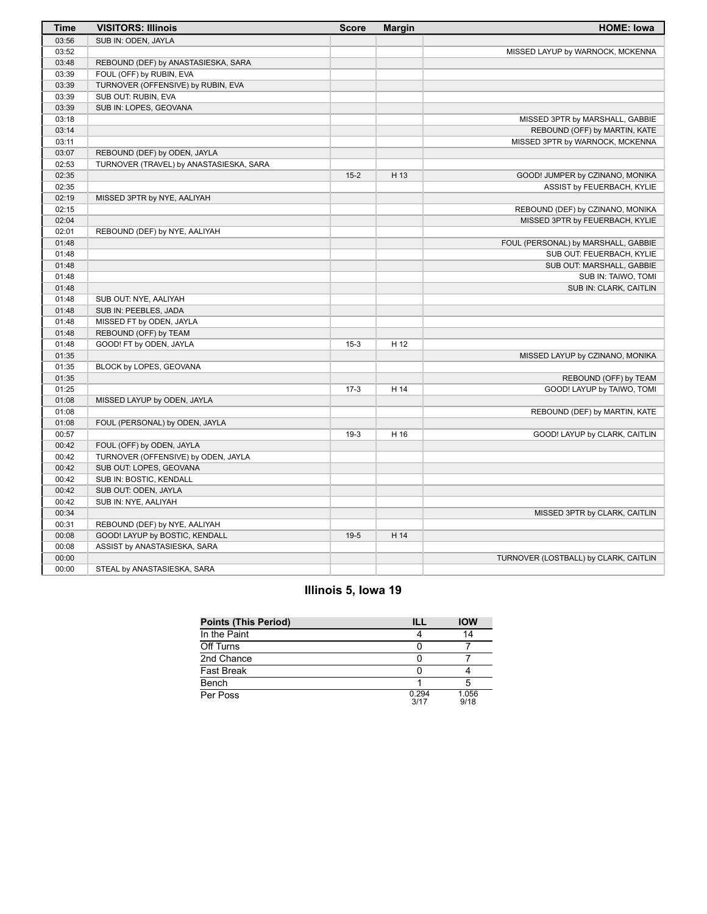| Time | VISITORS: Illinois | Score | Margin | HOME: Iowa |
|---|---|---|---|---|
| 03:56 | SUB IN: ODEN, JAYLA | | | |
| 03:52 | | | | MISSED LAYUP by WARNOCK, MCKENNA |
| 03:48 | REBOUND (DEF) by ANASTASIESKA, SARA | | | |
| 03:39 | FOUL (OFF) by RUBIN, EVA | | | |
| 03:39 | TURNOVER (OFFENSIVE) by RUBIN, EVA | | | |
| 03:39 | SUB OUT: RUBIN, EVA | | | |
| 03:39 | SUB IN: LOPES, GEOVANA | | | |
| 03:18 | | | | MISSED 3PTR by MARSHALL, GABBIE |
| 03:14 | | | | REBOUND (OFF) by MARTIN, KATE |
| 03:11 | | | | MISSED 3PTR by WARNOCK, MCKENNA |
| 03:07 | REBOUND (DEF) by ODEN, JAYLA | | | |
| 02:53 | TURNOVER (TRAVEL) by ANASTASIESKA, SARA | | | |
| 02:35 | | 15-2 | H 13 | GOOD! JUMPER by CZINANO, MONIKA |
| 02:35 | | | | ASSIST by FEUERBACH, KYLIE |
| 02:19 | MISSED 3PTR by NYE, AALIYAH | | | |
| 02:15 | | | | REBOUND (DEF) by CZINANO, MONIKA |
| 02:04 | | | | MISSED 3PTR by FEUERBACH, KYLIE |
| 02:01 | REBOUND (DEF) by NYE, AALIYAH | | | |
| 01:48 | | | | FOUL (PERSONAL) by MARSHALL, GABBIE |
| 01:48 | | | | SUB OUT: FEUERBACH, KYLIE |
| 01:48 | | | | SUB OUT: MARSHALL, GABBIE |
| 01:48 | | | | SUB IN: TAIWO, TOMI |
| 01:48 | | | | SUB IN: CLARK, CAITLIN |
| 01:48 | SUB OUT: NYE, AALIYAH | | | |
| 01:48 | SUB IN: PEEBLES, JADA | | | |
| 01:48 | MISSED FT by ODEN, JAYLA | | | |
| 01:48 | REBOUND (OFF) by TEAM | | | |
| 01:48 | GOOD! FT by ODEN, JAYLA | 15-3 | H 12 | |
| 01:35 | | | | MISSED LAYUP by CZINANO, MONIKA |
| 01:35 | BLOCK by LOPES, GEOVANA | | | |
| 01:35 | | | | REBOUND (OFF) by TEAM |
| 01:25 | | 17-3 | H 14 | GOOD! LAYUP by TAIWO, TOMI |
| 01:08 | MISSED LAYUP by ODEN, JAYLA | | | |
| 01:08 | | | | REBOUND (DEF) by MARTIN, KATE |
| 01:08 | FOUL (PERSONAL) by ODEN, JAYLA | | | |
| 00:57 | | 19-3 | H 16 | GOOD! LAYUP by CLARK, CAITLIN |
| 00:42 | FOUL (OFF) by ODEN, JAYLA | | | |
| 00:42 | TURNOVER (OFFENSIVE) by ODEN, JAYLA | | | |
| 00:42 | SUB OUT: LOPES, GEOVANA | | | |
| 00:42 | SUB IN: BOSTIC, KENDALL | | | |
| 00:42 | SUB OUT: ODEN, JAYLA | | | |
| 00:42 | SUB IN: NYE, AALIYAH | | | |
| 00:34 | | | | MISSED 3PTR by CLARK, CAITLIN |
| 00:31 | REBOUND (DEF) by NYE, AALIYAH | | | |
| 00:08 | GOOD! LAYUP by BOSTIC, KENDALL | 19-5 | H 14 | |
| 00:08 | ASSIST by ANASTASIESKA, SARA | | | |
| 00:00 | | | | TURNOVER (LOSTBALL) by CLARK, CAITLIN |
| 00:00 | STEAL by ANASTASIESKA, SARA | | | |

## Illinois 5, Iowa 19

| Points (This Period) | ILL | IOW |
|---|---|---|
| In the Paint | 4 | 14 |
| Off Turns | 0 | 7 |
| 2nd Chance | 0 | 7 |
| Fast Break | 0 | 4 |
| Bench | 1 | 5 |
| Per Poss | 0.294 3/17 | 1.056 9/18 |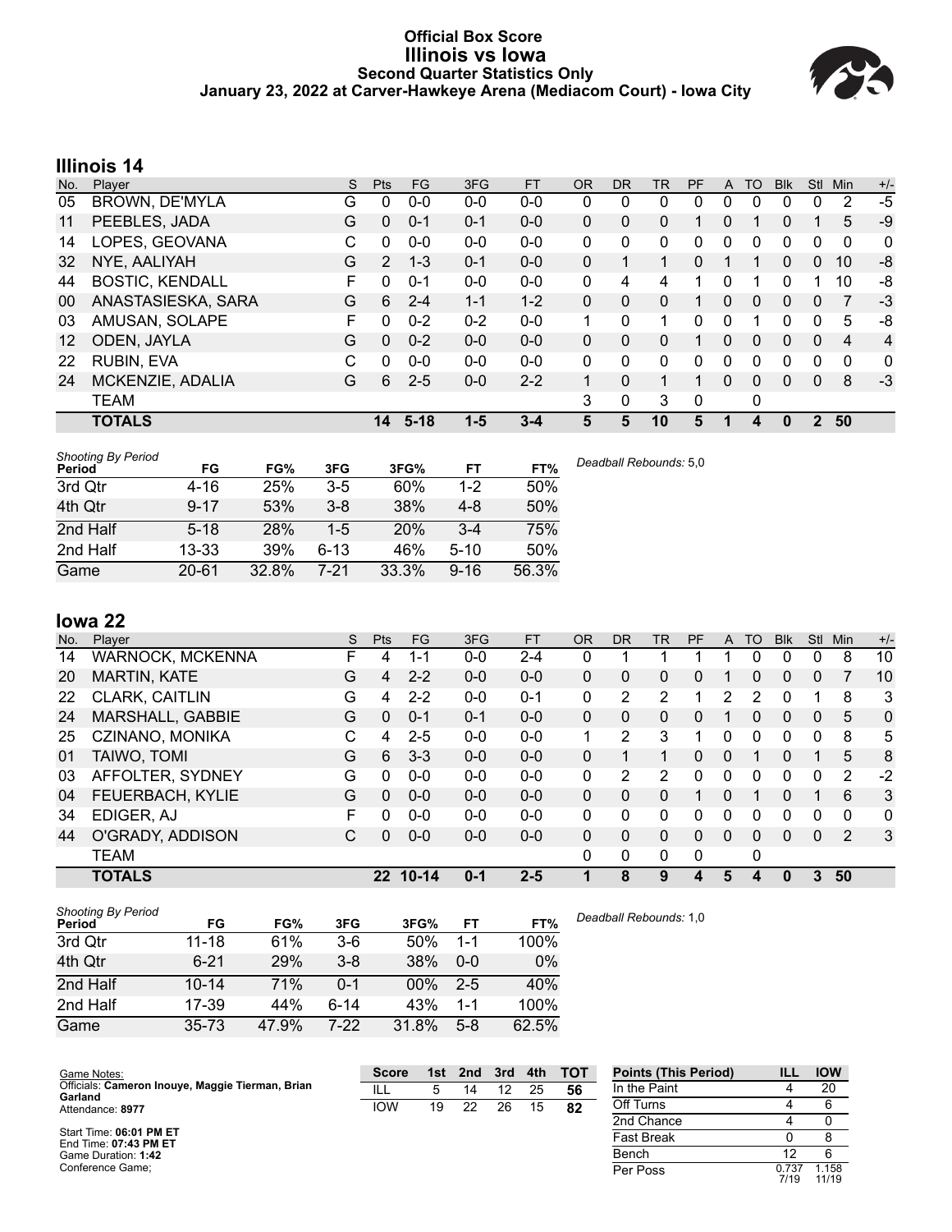# Official Box Score
## Illinois vs Iowa
### Second Quarter Statistics Only
### January 23, 2022 at Carver-Hawkeye Arena (Mediacom Court) - Iowa City

## Illinois 14

| No. | Player | S | Pts | FG | 3FG | FT | OR | DR | TR | PF | A | TO | Blk | Stl | Min | +/- |
|---|---|---|---|---|---|---|---|---|---|---|---|---|---|---|---|---|
| 05 | BROWN, DE'MYLA | G | 0 | 0-0 | 0-0 | 0-0 | 0 | 0 | 0 | 0 | 0 | 0 | 0 | 0 | 2 | -5 |
| 11 | PEEBLES, JADA | G | 0 | 0-1 | 0-1 | 0-0 | 0 | 0 | 0 | 1 | 0 | 1 | 0 | 1 | 5 | -9 |
| 14 | LOPES, GEOVANA | C | 0 | 0-0 | 0-0 | 0-0 | 0 | 0 | 0 | 0 | 0 | 0 | 0 | 0 | 0 | 0 |
| 32 | NYE, AALIYAH | G | 2 | 1-3 | 0-1 | 0-0 | 0 | 1 | 1 | 0 | 1 | 1 | 0 | 0 | 10 | -8 |
| 44 | BOSTIC, KENDALL | F | 0 | 0-1 | 0-0 | 0-0 | 0 | 4 | 4 | 1 | 0 | 1 | 0 | 1 | 10 | -8 |
| 00 | ANASTASIESKA, SARA | G | 6 | 2-4 | 1-1 | 1-2 | 0 | 0 | 0 | 1 | 0 | 0 | 0 | 0 | 7 | -3 |
| 03 | AMUSAN, SOLAPE | F | 0 | 0-2 | 0-2 | 0-0 | 1 | 0 | 1 | 0 | 0 | 1 | 0 | 0 | 5 | -8 |
| 12 | ODEN, JAYLA | G | 0 | 0-2 | 0-0 | 0-0 | 0 | 0 | 0 | 1 | 0 | 0 | 0 | 0 | 4 | 4 |
| 22 | RUBIN, EVA | C | 0 | 0-0 | 0-0 | 0-0 | 0 | 0 | 0 | 0 | 0 | 0 | 0 | 0 | 0 | 0 |
| 24 | MCKENZIE, ADALIA | G | 6 | 2-5 | 0-0 | 2-2 | 1 | 0 | 1 | 1 | 0 | 0 | 0 | 0 | 8 | -3 |
| | TEAM | | | | | | 3 | 0 | 3 | 0 | | 0 | | | | |
| | **TOTALS** | | **14** | **5-18** | **1-5** | **3-4** | **5** | **5** | **10** | **5** | **1** | **4** | **0** | **2** | **50** | |

*Shooting By Period*

| Period | FG | FG% | 3FG | 3FG% | FT | FT% |
|---|---|---|---|---|---|---|
| 3rd Qtr | 4-16 | 25% | 3-5 | 60% | 1-2 | 50% |
| 4th Qtr | 9-17 | 53% | 3-8 | 38% | 4-8 | 50% |
| 2nd Half | 5-18 | 28% | 1-5 | 20% | 3-4 | 75% |
| 2nd Half | 13-33 | 39% | 6-13 | 46% | 5-10 | 50% |
| Game | 20-61 | 32.8% | 7-21 | 33.3% | 9-16 | 56.3% |

*Deadball Rebounds:* 5,0

## Iowa 22

| No. | Player | S | Pts | FG | 3FG | FT | OR | DR | TR | PF | A | TO | Blk | Stl | Min | +/- |
|---|---|---|---|---|---|---|---|---|---|---|---|---|---|---|---|---|
| 14 | WARNOCK, MCKENNA | F | 4 | 1-1 | 0-0 | 2-4 | 0 | 1 | 1 | 1 | 1 | 0 | 0 | 0 | 8 | 10 |
| 20 | MARTIN, KATE | G | 4 | 2-2 | 0-0 | 0-0 | 0 | 0 | 0 | 0 | 1 | 0 | 0 | 0 | 7 | 10 |
| 22 | CLARK, CAITLIN | G | 4 | 2-2 | 0-0 | 0-1 | 0 | 2 | 2 | 1 | 2 | 2 | 0 | 1 | 8 | 3 |
| 24 | MARSHALL, GABBIE | G | 0 | 0-1 | 0-1 | 0-0 | 0 | 0 | 0 | 0 | 1 | 0 | 0 | 0 | 5 | 0 |
| 25 | CZINANO, MONIKA | C | 4 | 2-5 | 0-0 | 0-0 | 1 | 2 | 3 | 1 | 0 | 0 | 0 | 0 | 8 | 5 |
| 01 | TAIWO, TOMI | G | 6 | 3-3 | 0-0 | 0-0 | 0 | 1 | 1 | 0 | 0 | 1 | 0 | 1 | 5 | 8 |
| 03 | AFFOLTER, SYDNEY | G | 0 | 0-0 | 0-0 | 0-0 | 0 | 2 | 2 | 0 | 0 | 0 | 0 | 0 | 2 | -2 |
| 04 | FEUERBACH, KYLIE | G | 0 | 0-0 | 0-0 | 0-0 | 0 | 0 | 0 | 1 | 0 | 1 | 0 | 1 | 6 | 3 |
| 34 | EDIGER, AJ | F | 0 | 0-0 | 0-0 | 0-0 | 0 | 0 | 0 | 0 | 0 | 0 | 0 | 0 | 0 | 0 |
| 44 | O'GRADY, ADDISON | C | 0 | 0-0 | 0-0 | 0-0 | 0 | 0 | 0 | 0 | 0 | 0 | 0 | 0 | 2 | 3 |
| | TEAM | | | | | | 0 | 0 | 0 | 0 | | 0 | | | | |
| | **TOTALS** | | **22** | **10-14** | **0-1** | **2-5** | **1** | **8** | **9** | **4** | **5** | **4** | **0** | **3** | **50** | |

*Shooting By Period*

| Period | FG | FG% | 3FG | 3FG% | FT | FT% |
|---|---|---|---|---|---|---|
| 3rd Qtr | 11-18 | 61% | 3-6 | 50% | 1-1 | 100% |
| 4th Qtr | 6-21 | 29% | 3-8 | 38% | 0-0 | 0% |
| 2nd Half | 10-14 | 71% | 0-1 | 00% | 2-5 | 40% |
| 2nd Half | 17-39 | 44% | 6-14 | 43% | 1-1 | 100% |
| Game | 35-73 | 47.9% | 7-22 | 31.8% | 5-8 | 62.5% |

*Deadball Rebounds:* 1,0

Game Notes:
Officials: **Cameron Inouye, Maggie Tierman, Brian Garland**
Attendance: **8977**

Start Time: **06:01 PM ET**
End Time: **07:43 PM ET**
Game Duration: **1:42**
Conference Game;

| Score | 1st | 2nd | 3rd | 4th | TOT |
|---|---|---|---|---|---|
| ILL | 5 | 14 | 12 | 25 | **56** |
| IOW | 19 | 22 | 26 | 15 | **82** |

| Points (This Period) | ILL | IOW |
|---|---|---|
| In the Paint | 4 | 20 |
| Off Turns | 4 | 6 |
| 2nd Chance | 4 | 0 |
| Fast Break | 0 | 8 |
| Bench | 12 | 6 |
| Per Poss | 0.737 7/19 | 1.158 11/19 |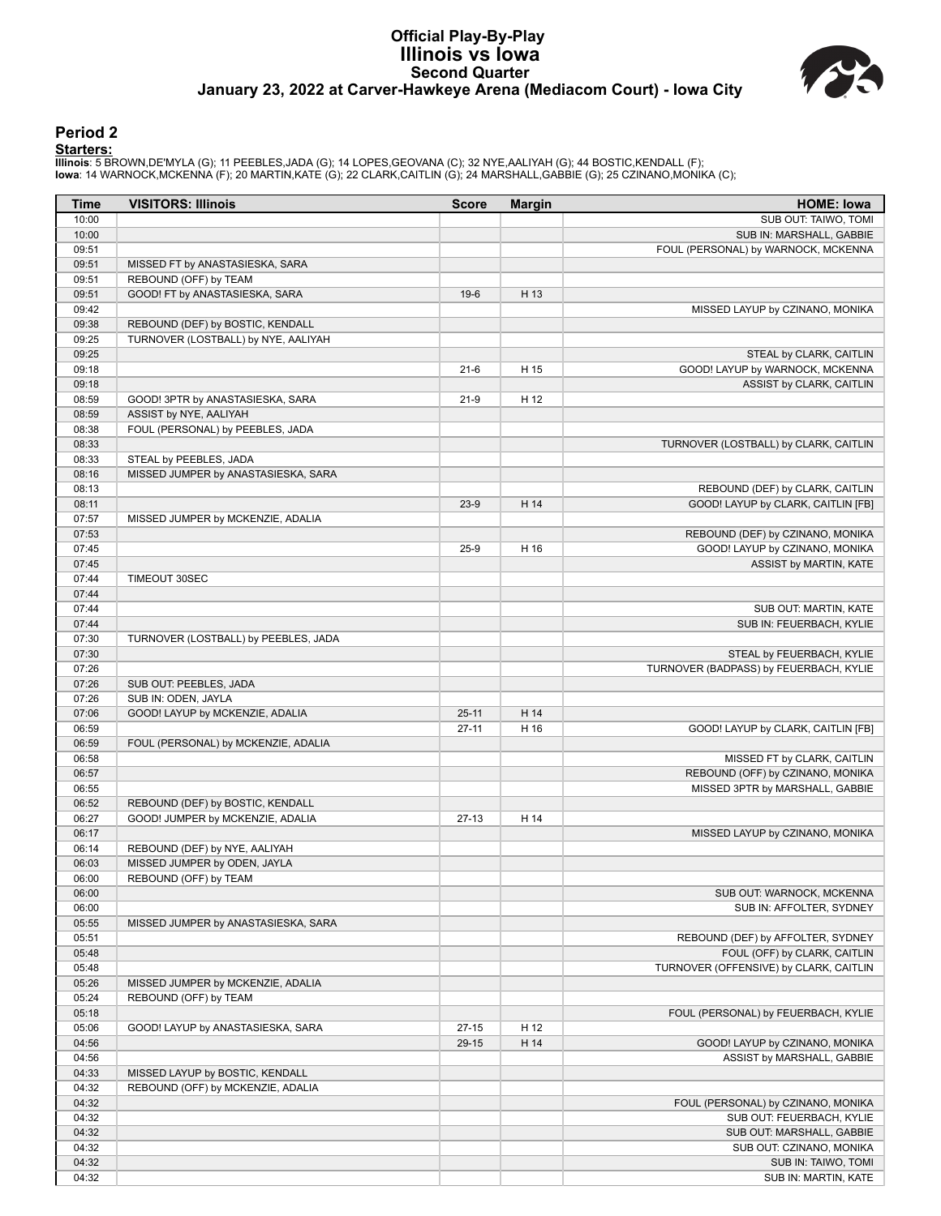# Official Play-By-Play
# Illinois vs Iowa
## Second Quarter
### January 23, 2022 at Carver-Hawkeye Arena (Mediacom Court) - Iowa City

## Period 2

**Starters:**

**Illinois**: 5 BROWN,DE'MYLA (G); 11 PEEBLES,JADA (G); 14 LOPES,GEOVANA (C); 32 NYE,AALIYAH (G); 44 BOSTIC,KENDALL (F);
**Iowa**: 14 WARNOCK,MCKENNA (F); 20 MARTIN,KATE (G); 22 CLARK,CAITLIN (G); 24 MARSHALL,GABBIE (G); 25 CZINANO,MONIKA (C);

| Time | VISITORS: Illinois | Score | Margin | HOME: Iowa |
|---|---|---|---|---|
| 10:00 | | | | SUB OUT: TAIWO, TOMI |
| 10:00 | | | | SUB IN: MARSHALL, GABBIE |
| 09:51 | | | | FOUL (PERSONAL) by WARNOCK, MCKENNA |
| 09:51 | MISSED FT by ANASTASIESKA, SARA | | | |
| 09:51 | REBOUND (OFF) by TEAM | | | |
| 09:51 | GOOD! FT by ANASTASIESKA, SARA | 19-6 | H 13 | |
| 09:42 | | | | MISSED LAYUP by CZINANO, MONIKA |
| 09:38 | REBOUND (DEF) by BOSTIC, KENDALL | | | |
| 09:25 | TURNOVER (LOSTBALL) by NYE, AALIYAH | | | |
| 09:25 | | | | STEAL by CLARK, CAITLIN |
| 09:18 | | 21-6 | H 15 | GOOD! LAYUP by WARNOCK, MCKENNA |
| 09:18 | | | | ASSIST by CLARK, CAITLIN |
| 08:59 | GOOD! 3PTR by ANASTASIESKA, SARA | 21-9 | H 12 | |
| 08:59 | ASSIST by NYE, AALIYAH | | | |
| 08:38 | FOUL (PERSONAL) by PEEBLES, JADA | | | |
| 08:33 | | | | TURNOVER (LOSTBALL) by CLARK, CAITLIN |
| 08:33 | STEAL by PEEBLES, JADA | | | |
| 08:16 | MISSED JUMPER by ANASTASIESKA, SARA | | | |
| 08:13 | | | | REBOUND (DEF) by CLARK, CAITLIN |
| 08:11 | | 23-9 | H 14 | GOOD! LAYUP by CLARK, CAITLIN [FB] |
| 07:57 | MISSED JUMPER by MCKENZIE, ADALIA | | | |
| 07:53 | | | | REBOUND (DEF) by CZINANO, MONIKA |
| 07:45 | | 25-9 | H 16 | GOOD! LAYUP by CZINANO, MONIKA |
| 07:45 | | | | ASSIST by MARTIN, KATE |
| 07:44 | TIMEOUT 30SEC | | | |
| 07:44 | | | | |
| 07:44 | | | | SUB OUT: MARTIN, KATE |
| 07:44 | | | | SUB IN: FEUERBACH, KYLIE |
| 07:30 | TURNOVER (LOSTBALL) by PEEBLES, JADA | | | |
| 07:30 | | | | STEAL by FEUERBACH, KYLIE |
| 07:26 | | | | TURNOVER (BADPASS) by FEUERBACH, KYLIE |
| 07:26 | SUB OUT: PEEBLES, JADA | | | |
| 07:26 | SUB IN: ODEN, JAYLA | | | |
| 07:06 | GOOD! LAYUP by MCKENZIE, ADALIA | 25-11 | H 14 | |
| 06:59 | | 27-11 | H 16 | GOOD! LAYUP by CLARK, CAITLIN [FB] |
| 06:59 | FOUL (PERSONAL) by MCKENZIE, ADALIA | | | |
| 06:58 | | | | MISSED FT by CLARK, CAITLIN |
| 06:57 | | | | REBOUND (OFF) by CZINANO, MONIKA |
| 06:55 | | | | MISSED 3PTR by MARSHALL, GABBIE |
| 06:52 | REBOUND (DEF) by BOSTIC, KENDALL | | | |
| 06:27 | GOOD! JUMPER by MCKENZIE, ADALIA | 27-13 | H 14 | |
| 06:17 | | | | MISSED LAYUP by CZINANO, MONIKA |
| 06:14 | REBOUND (DEF) by NYE, AALIYAH | | | |
| 06:03 | MISSED JUMPER by ODEN, JAYLA | | | |
| 06:00 | REBOUND (OFF) by TEAM | | | |
| 06:00 | | | | SUB OUT: WARNOCK, MCKENNA |
| 06:00 | | | | SUB IN: AFFOLTER, SYDNEY |
| 05:55 | MISSED JUMPER by ANASTASIESKA, SARA | | | |
| 05:51 | | | | REBOUND (DEF) by AFFOLTER, SYDNEY |
| 05:48 | | | | FOUL (OFF) by CLARK, CAITLIN |
| 05:48 | | | | TURNOVER (OFFENSIVE) by CLARK, CAITLIN |
| 05:26 | MISSED JUMPER by MCKENZIE, ADALIA | | | |
| 05:24 | REBOUND (OFF) by TEAM | | | |
| 05:18 | | | | FOUL (PERSONAL) by FEUERBACH, KYLIE |
| 05:06 | GOOD! LAYUP by ANASTASIESKA, SARA | 27-15 | H 12 | |
| 04:56 | | 29-15 | H 14 | GOOD! LAYUP by CZINANO, MONIKA |
| 04:56 | | | | ASSIST by MARSHALL, GABBIE |
| 04:33 | MISSED LAYUP by BOSTIC, KENDALL | | | |
| 04:32 | REBOUND (OFF) by MCKENZIE, ADALIA | | | |
| 04:32 | | | | FOUL (PERSONAL) by CZINANO, MONIKA |
| 04:32 | | | | SUB OUT: FEUERBACH, KYLIE |
| 04:32 | | | | SUB OUT: MARSHALL, GABBIE |
| 04:32 | | | | SUB OUT: CZINANO, MONIKA |
| 04:32 | | | | SUB IN: TAIWO, TOMI |
| 04:32 | | | | SUB IN: MARTIN, KATE |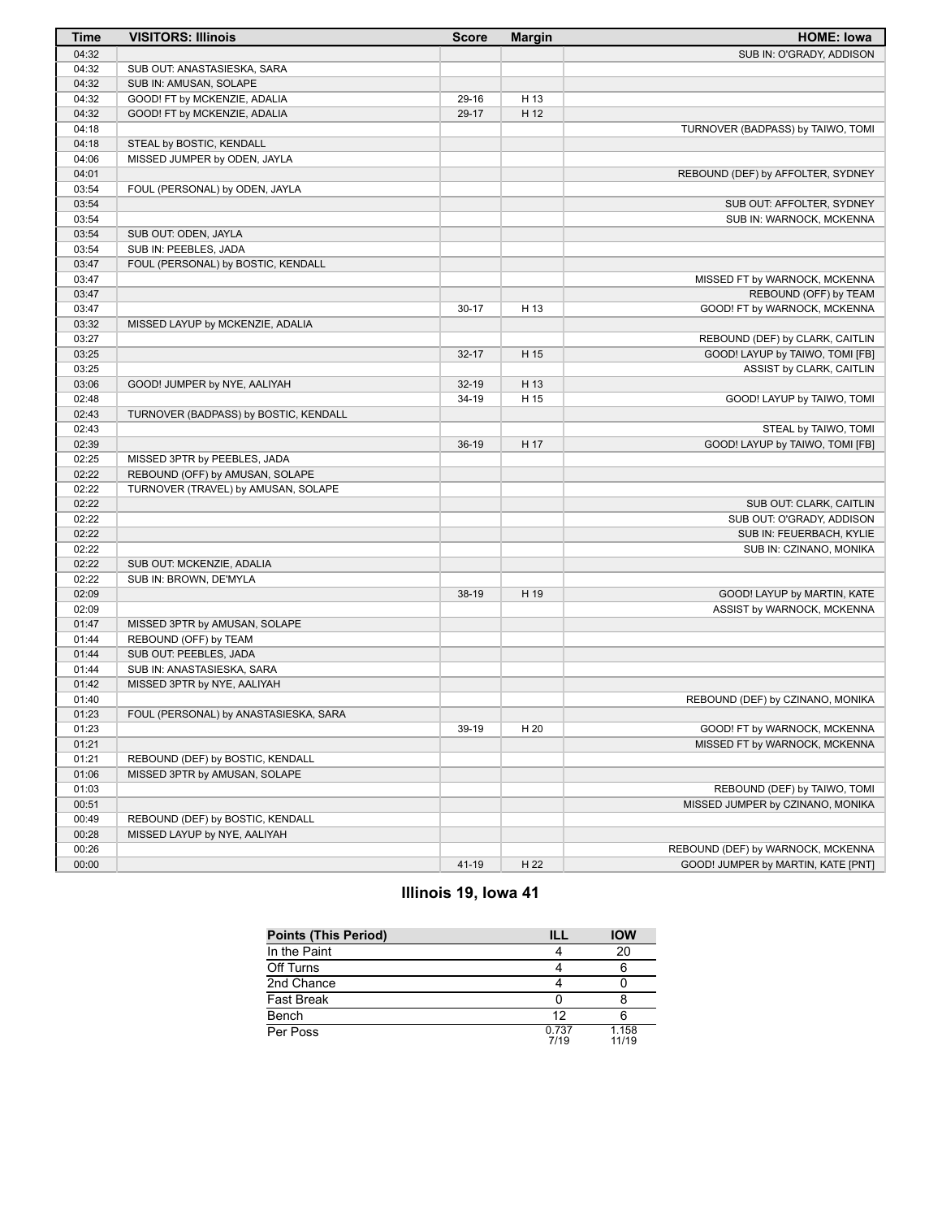| Time | VISITORS: Illinois | Score | Margin | HOME: Iowa |
|---|---|---|---|---|
| 04:32 | | | | SUB IN: O'GRADY, ADDISON |
| 04:32 | SUB OUT: ANASTASIESKA, SARA | | | |
| 04:32 | SUB IN: AMUSAN, SOLAPE | | | |
| 04:32 | GOOD! FT by MCKENZIE, ADALIA | 29-16 | H 13 | |
| 04:32 | GOOD! FT by MCKENZIE, ADALIA | 29-17 | H 12 | |
| 04:18 | | | | TURNOVER (BADPASS) by TAIWO, TOMI |
| 04:18 | STEAL by BOSTIC, KENDALL | | | |
| 04:06 | MISSED JUMPER by ODEN, JAYLA | | | |
| 04:01 | | | | REBOUND (DEF) by AFFOLTER, SYDNEY |
| 03:54 | FOUL (PERSONAL) by ODEN, JAYLA | | | |
| 03:54 | | | | SUB OUT: AFFOLTER, SYDNEY |
| 03:54 | | | | SUB IN: WARNOCK, MCKENNA |
| 03:54 | SUB OUT: ODEN, JAYLA | | | |
| 03:54 | SUB IN: PEEBLES, JADA | | | |
| 03:47 | FOUL (PERSONAL) by BOSTIC, KENDALL | | | |
| 03:47 | | | | MISSED FT by WARNOCK, MCKENNA |
| 03:47 | | | | REBOUND (OFF) by TEAM |
| 03:47 | | 30-17 | H 13 | GOOD! FT by WARNOCK, MCKENNA |
| 03:32 | MISSED LAYUP by MCKENZIE, ADALIA | | | |
| 03:27 | | | | REBOUND (DEF) by CLARK, CAITLIN |
| 03:25 | | 32-17 | H 15 | GOOD! LAYUP by TAIWO, TOMI [FB] |
| 03:25 | | | | ASSIST by CLARK, CAITLIN |
| 03:06 | GOOD! JUMPER by NYE, AALIYAH | 32-19 | H 13 | |
| 02:48 | | 34-19 | H 15 | GOOD! LAYUP by TAIWO, TOMI |
| 02:43 | TURNOVER (BADPASS) by BOSTIC, KENDALL | | | |
| 02:43 | | | | STEAL by TAIWO, TOMI |
| 02:39 | | 36-19 | H 17 | GOOD! LAYUP by TAIWO, TOMI [FB] |
| 02:25 | MISSED 3PTR by PEEBLES, JADA | | | |
| 02:22 | REBOUND (OFF) by AMUSAN, SOLAPE | | | |
| 02:22 | TURNOVER (TRAVEL) by AMUSAN, SOLAPE | | | |
| 02:22 | | | | SUB OUT: CLARK, CAITLIN |
| 02:22 | | | | SUB OUT: O'GRADY, ADDISON |
| 02:22 | | | | SUB IN: FEUERBACH, KYLIE |
| 02:22 | | | | SUB IN: CZINANO, MONIKA |
| 02:22 | SUB OUT: MCKENZIE, ADALIA | | | |
| 02:22 | SUB IN: BROWN, DE'MYLA | | | |
| 02:09 | | 38-19 | H 19 | GOOD! LAYUP by MARTIN, KATE |
| 02:09 | | | | ASSIST by WARNOCK, MCKENNA |
| 01:47 | MISSED 3PTR by AMUSAN, SOLAPE | | | |
| 01:44 | REBOUND (OFF) by TEAM | | | |
| 01:44 | SUB OUT: PEEBLES, JADA | | | |
| 01:44 | SUB IN: ANASTASIESKA, SARA | | | |
| 01:42 | MISSED 3PTR by NYE, AALIYAH | | | |
| 01:40 | | | | REBOUND (DEF) by CZINANO, MONIKA |
| 01:23 | FOUL (PERSONAL) by ANASTASIESKA, SARA | | | |
| 01:23 | | 39-19 | H 20 | GOOD! FT by WARNOCK, MCKENNA |
| 01:21 | | | | MISSED FT by WARNOCK, MCKENNA |
| 01:21 | REBOUND (DEF) by BOSTIC, KENDALL | | | |
| 01:06 | MISSED 3PTR by AMUSAN, SOLAPE | | | |
| 01:03 | | | | REBOUND (DEF) by TAIWO, TOMI |
| 00:51 | | | | MISSED JUMPER by CZINANO, MONIKA |
| 00:49 | REBOUND (DEF) by BOSTIC, KENDALL | | | |
| 00:28 | MISSED LAYUP by NYE, AALIYAH | | | |
| 00:26 | | | | REBOUND (DEF) by WARNOCK, MCKENNA |
| 00:00 | | 41-19 | H 22 | GOOD! JUMPER by MARTIN, KATE [PNT] |

## Illinois 19, Iowa 41

| Points (This Period) | ILL | IOW |
|---|---|---|
| In the Paint | 4 | 20 |
| Off Turns | 4 | 6 |
| 2nd Chance | 4 | 0 |
| Fast Break | 0 | 8 |
| Bench | 12 | 6 |
| Per Poss | 0.737 7/19 | 1.158 11/19 |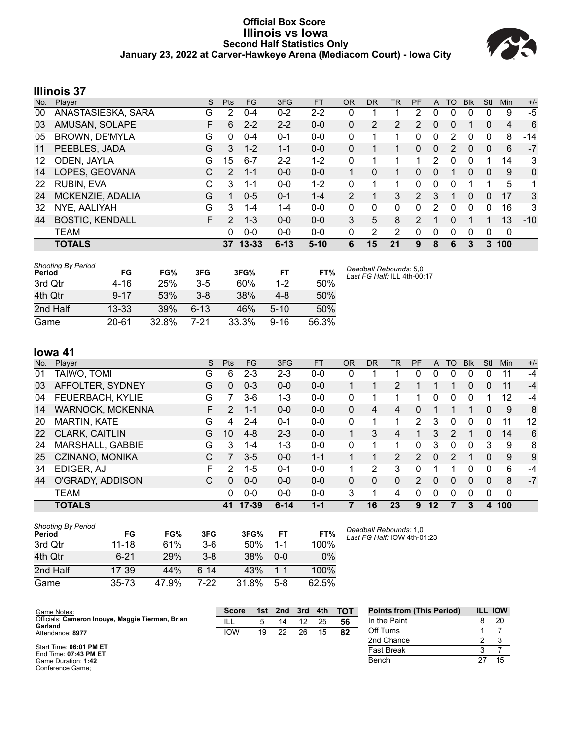# Official Box Score
## Illinois vs Iowa
### Second Half Statistics Only
### January 23, 2022 at Carver-Hawkeye Arena (Mediacom Court) - Iowa City

## Illinois 37

| No. | Player | S | Pts | FG | 3FG | FT | OR | DR | TR | PF | A | TO | Blk | Stl | Min | +/- |
|---|---|---|---|---|---|---|---|---|---|---|---|---|---|---|---|---|
| 00 | ANASTASIESKA, SARA | G | 2 | 0-4 | 0-2 | 2-2 | 0 | 1 | 1 | 2 | 0 | 0 | 0 | 0 | 9 | -5 |
| 03 | AMUSAN, SOLAPE | F | 6 | 2-2 | 2-2 | 0-0 | 0 | 2 | 2 | 2 | 0 | 0 | 1 | 0 | 4 | 6 |
| 05 | BROWN, DE'MYLA | G | 0 | 0-4 | 0-1 | 0-0 | 0 | 1 | 1 | 0 | 0 | 2 | 0 | 0 | 8 | -14 |
| 11 | PEEBLES, JADA | G | 3 | 1-2 | 1-1 | 0-0 | 0 | 1 | 1 | 0 | 0 | 2 | 0 | 0 | 6 | -7 |
| 12 | ODEN, JAYLA | G | 15 | 6-7 | 2-2 | 1-2 | 0 | 1 | 1 | 1 | 2 | 0 | 0 | 1 | 14 | 3 |
| 14 | LOPES, GEOVANA | C | 2 | 1-1 | 0-0 | 0-0 | 1 | 0 | 1 | 0 | 0 | 1 | 0 | 0 | 9 | 0 |
| 22 | RUBIN, EVA | C | 3 | 1-1 | 0-0 | 1-2 | 0 | 1 | 1 | 0 | 0 | 0 | 1 | 1 | 5 | 1 |
| 24 | MCKENZIE, ADALIA | G | 1 | 0-5 | 0-1 | 1-4 | 2 | 1 | 3 | 2 | 3 | 1 | 0 | 0 | 17 | 3 |
| 32 | NYE, AALIYAH | G | 3 | 1-4 | 1-4 | 0-0 | 0 | 0 | 0 | 0 | 2 | 0 | 0 | 0 | 16 | 3 |
| 44 | BOSTIC, KENDALL | F | 2 | 1-3 | 0-0 | 0-0 | 3 | 5 | 8 | 2 | 1 | 0 | 1 | 1 | 13 | -10 |
| | TEAM | | 0 | 0-0 | 0-0 | 0-0 | 0 | 2 | 2 | 0 | 0 | 0 | 0 | 0 | 0 | |
| | **TOTALS** | | **37** | **13-33** | **6-13** | **5-10** | **6** | **15** | **21** | **9** | **8** | **6** | **3** | **3** | **100** | |

*Shooting By Period*

| Period | FG | FG% | 3FG | 3FG% | FT | FT% |
|---|---|---|---|---|---|---|
| 3rd Qtr | 4-16 | 25% | 3-5 | 60% | 1-2 | 50% |
| 4th Qtr | 9-17 | 53% | 3-8 | 38% | 4-8 | 50% |
| 2nd Half | 13-33 | 39% | 6-13 | 46% | 5-10 | 50% |
| Game | 20-61 | 32.8% | 7-21 | 33.3% | 9-16 | 56.3% |

*Deadball Rebounds:* 5,0
*Last FG Half:* ILL 4th-00:17

## Iowa 41

| No. | Player | S | Pts | FG | 3FG | FT | OR | DR | TR | PF | A | TO | Blk | Stl | Min | +/- |
|---|---|---|---|---|---|---|---|---|---|---|---|---|---|---|---|---|
| 01 | TAIWO, TOMI | G | 6 | 2-3 | 2-3 | 0-0 | 0 | 1 | 1 | 0 | 0 | 0 | 0 | 0 | 11 | -4 |
| 03 | AFFOLTER, SYDNEY | G | 0 | 0-3 | 0-0 | 0-0 | 1 | 1 | 2 | 1 | 1 | 1 | 0 | 0 | 11 | -4 |
| 04 | FEUERBACH, KYLIE | G | 7 | 3-6 | 1-3 | 0-0 | 0 | 1 | 1 | 1 | 0 | 0 | 0 | 1 | 12 | -4 |
| 14 | WARNOCK, MCKENNA | F | 2 | 1-1 | 0-0 | 0-0 | 0 | 4 | 4 | 0 | 1 | 1 | 1 | 0 | 9 | 8 |
| 20 | MARTIN, KATE | G | 4 | 2-4 | 0-1 | 0-0 | 0 | 1 | 1 | 2 | 3 | 0 | 0 | 0 | 11 | 12 |
| 22 | CLARK, CAITLIN | G | 10 | 4-8 | 2-3 | 0-0 | 1 | 3 | 4 | 1 | 3 | 2 | 1 | 0 | 14 | 6 |
| 24 | MARSHALL, GABBIE | G | 3 | 1-4 | 1-3 | 0-0 | 0 | 1 | 1 | 0 | 3 | 0 | 0 | 3 | 9 | 8 |
| 25 | CZINANO, MONIKA | C | 7 | 3-5 | 0-0 | 1-1 | 1 | 1 | 2 | 2 | 0 | 2 | 1 | 0 | 9 | 9 |
| 34 | EDIGER, AJ | F | 2 | 1-5 | 0-1 | 0-0 | 1 | 2 | 3 | 0 | 1 | 1 | 0 | 0 | 6 | -4 |
| 44 | O'GRADY, ADDISON | C | 0 | 0-0 | 0-0 | 0-0 | 0 | 0 | 0 | 2 | 0 | 0 | 0 | 0 | 8 | -7 |
| | TEAM | | 0 | 0-0 | 0-0 | 0-0 | 3 | 1 | 4 | 0 | 0 | 0 | 0 | 0 | 0 | |
| | **TOTALS** | | **41** | **17-39** | **6-14** | **1-1** | **7** | **16** | **23** | **9** | **12** | **7** | **3** | **4** | **100** | |

*Shooting By Period*

| Period | FG | FG% | 3FG | 3FG% | FT | FT% |
|---|---|---|---|---|---|---|
| 3rd Qtr | 11-18 | 61% | 3-6 | 50% | 1-1 | 100% |
| 4th Qtr | 6-21 | 29% | 3-8 | 38% | 0-0 | 0% |
| 2nd Half | 17-39 | 44% | 6-14 | 43% | 1-1 | 100% |
| Game | 35-73 | 47.9% | 7-22 | 31.8% | 5-8 | 62.5% |

*Deadball Rebounds:* 1,0
*Last FG Half:* IOW 4th-01:23

Game Notes:
Officials: **Cameron Inouye, Maggie Tierman, Brian Garland**
Attendance: **8977**

Start Time: **06:01 PM ET**
End Time: **07:43 PM ET**
Game Duration: **1:42**
Conference Game;

| Score | 1st | 2nd | 3rd | 4th | TOT |
|---|---|---|---|---|---|
| ILL | 5 | 14 | 12 | 25 | **56** |
| IOW | 19 | 22 | 26 | 15 | **82** |

| Points from (This Period) | ILL | IOW |
|---|---|---|
| In the Paint | 8 | 20 |
| Off Turns | 1 | 7 |
| 2nd Chance | 2 | 3 |
| Fast Break | 3 | 7 |
| Bench | 27 | 15 |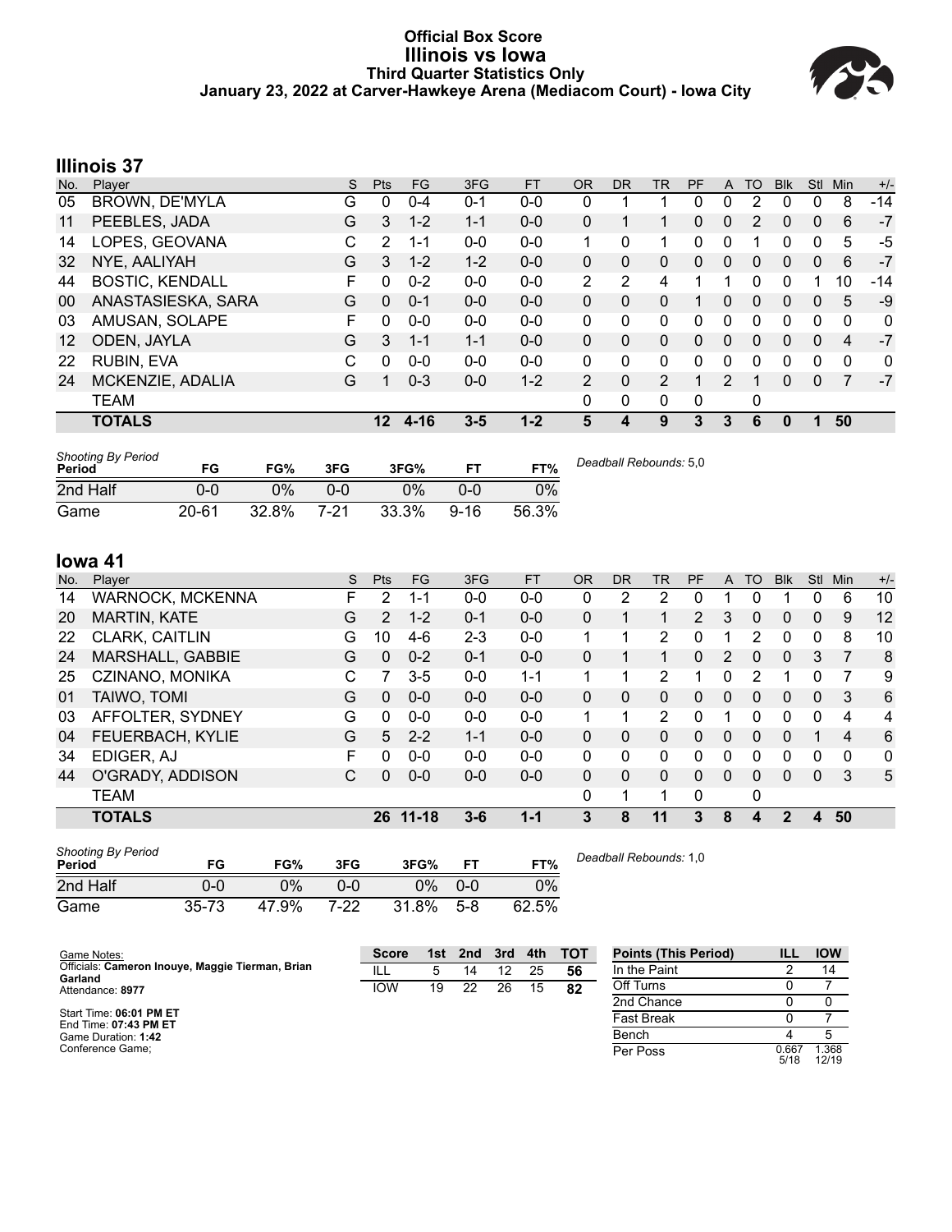# Official Box Score
## Illinois vs Iowa
### Third Quarter Statistics Only
### January 23, 2022 at Carver-Hawkeye Arena (Mediacom Court) - Iowa City

## Illinois 37

| No. | Player | S | Pts | FG | 3FG | FT | OR | DR | TR | PF | A | TO | Blk | Stl | Min | +/- |
|---|---|---|---|---|---|---|---|---|---|---|---|---|---|---|---|---|
| 05 | BROWN, DE'MYLA | G | 0 | 0-4 | 0-1 | 0-0 | 0 | 1 | 1 | 0 | 0 | 2 | 0 | 0 | 8 | -14 |
| 11 | PEEBLES, JADA | G | 3 | 1-2 | 1-1 | 0-0 | 0 | 1 | 1 | 0 | 0 | 2 | 0 | 0 | 6 | -7 |
| 14 | LOPES, GEOVANA | C | 2 | 1-1 | 0-0 | 0-0 | 1 | 0 | 1 | 0 | 0 | 1 | 0 | 0 | 5 | -5 |
| 32 | NYE, AALIYAH | G | 3 | 1-2 | 1-2 | 0-0 | 0 | 0 | 0 | 0 | 0 | 0 | 0 | 0 | 6 | -7 |
| 44 | BOSTIC, KENDALL | F | 0 | 0-2 | 0-0 | 0-0 | 2 | 2 | 4 | 1 | 1 | 0 | 0 | 1 | 10 | -14 |
| 00 | ANASTASIESKA, SARA | G | 0 | 0-1 | 0-0 | 0-0 | 0 | 0 | 0 | 1 | 0 | 0 | 0 | 0 | 5 | -9 |
| 03 | AMUSAN, SOLAPE | F | 0 | 0-0 | 0-0 | 0-0 | 0 | 0 | 0 | 0 | 0 | 0 | 0 | 0 | 0 | 0 |
| 12 | ODEN, JAYLA | G | 3 | 1-1 | 1-1 | 0-0 | 0 | 0 | 0 | 0 | 0 | 0 | 0 | 0 | 4 | -7 |
| 22 | RUBIN, EVA | C | 0 | 0-0 | 0-0 | 0-0 | 0 | 0 | 0 | 0 | 0 | 0 | 0 | 0 | 0 | 0 |
| 24 | MCKENZIE, ADALIA | G | 1 | 0-3 | 0-0 | 1-2 | 2 | 0 | 2 | 1 | 2 | 1 | 0 | 0 | 7 | -7 |
| | TEAM | | | | | | 0 | 0 | 0 | 0 | | 0 | | | | |
| | **TOTALS** | | **12** | **4-16** | **3-5** | **1-2** | **5** | **4** | **9** | **3** | **3** | **6** | **0** | **1** | **50** | |

*Shooting By Period*

| Period | FG | FG% | 3FG | 3FG% | FT | FT% |
|---|---|---|---|---|---|---|
| 2nd Half | 0-0 | 0% | 0-0 | 0% | 0-0 | 0% |
| Game | 20-61 | 32.8% | 7-21 | 33.3% | 9-16 | 56.3% |

*Deadball Rebounds:* 5,0

## Iowa 41

| No. | Player | S | Pts | FG | 3FG | FT | OR | DR | TR | PF | A | TO | Blk | Stl | Min | +/- |
|---|---|---|---|---|---|---|---|---|---|---|---|---|---|---|---|---|
| 14 | WARNOCK, MCKENNA | F | 2 | 1-1 | 0-0 | 0-0 | 0 | 2 | 2 | 0 | 1 | 0 | 1 | 0 | 6 | 10 |
| 20 | MARTIN, KATE | G | 2 | 1-2 | 0-1 | 0-0 | 0 | 1 | 1 | 2 | 3 | 0 | 0 | 0 | 9 | 12 |
| 22 | CLARK, CAITLIN | G | 10 | 4-6 | 2-3 | 0-0 | 1 | 1 | 2 | 0 | 1 | 2 | 0 | 0 | 8 | 10 |
| 24 | MARSHALL, GABBIE | G | 0 | 0-2 | 0-1 | 0-0 | 0 | 1 | 1 | 0 | 2 | 0 | 0 | 3 | 7 | 8 |
| 25 | CZINANO, MONIKA | C | 7 | 3-5 | 0-0 | 1-1 | 1 | 1 | 2 | 1 | 0 | 2 | 1 | 0 | 7 | 9 |
| 01 | TAIWO, TOMI | G | 0 | 0-0 | 0-0 | 0-0 | 0 | 0 | 0 | 0 | 0 | 0 | 0 | 0 | 3 | 6 |
| 03 | AFFOLTER, SYDNEY | G | 0 | 0-0 | 0-0 | 0-0 | 1 | 1 | 2 | 0 | 1 | 0 | 0 | 0 | 4 | 4 |
| 04 | FEUERBACH, KYLIE | G | 5 | 2-2 | 1-1 | 0-0 | 0 | 0 | 0 | 0 | 0 | 0 | 0 | 1 | 4 | 6 |
| 34 | EDIGER, AJ | F | 0 | 0-0 | 0-0 | 0-0 | 0 | 0 | 0 | 0 | 0 | 0 | 0 | 0 | 0 | 0 |
| 44 | O'GRADY, ADDISON | C | 0 | 0-0 | 0-0 | 0-0 | 0 | 0 | 0 | 0 | 0 | 0 | 0 | 0 | 3 | 5 |
| | TEAM | | | | | | 0 | 1 | 1 | 0 | | 0 | | | | |
| | **TOTALS** | | **26** | **11-18** | **3-6** | **1-1** | **3** | **8** | **11** | **3** | **8** | **4** | **2** | **4** | **50** | |

*Shooting By Period*

| Period | FG | FG% | 3FG | 3FG% | FT | FT% |
|---|---|---|---|---|---|---|
| 2nd Half | 0-0 | 0% | 0-0 | 0% | 0-0 | 0% |
| Game | 35-73 | 47.9% | 7-22 | 31.8% | 5-8 | 62.5% |

*Deadball Rebounds:* 1,0

Game Notes:
Officials: **Cameron Inouye, Maggie Tierman, Brian Garland**
Attendance: **8977**

Start Time: **06:01 PM ET**
End Time: **07:43 PM ET**
Game Duration: **1:42**
Conference Game;

| Score | 1st | 2nd | 3rd | 4th | TOT |
|---|---|---|---|---|---|
| ILL | 5 | 14 | 12 | 25 | **56** |
| IOW | 19 | 22 | 26 | 15 | **82** |

| Points (This Period) | ILL | IOW |
|---|---|---|
| In the Paint | 2 | 14 |
| Off Turns | 0 | 7 |
| 2nd Chance | 0 | 0 |
| Fast Break | 0 | 7 |
| Bench | 4 | 5 |
| Per Poss | 0.667 5/18 | 1.368 12/19 |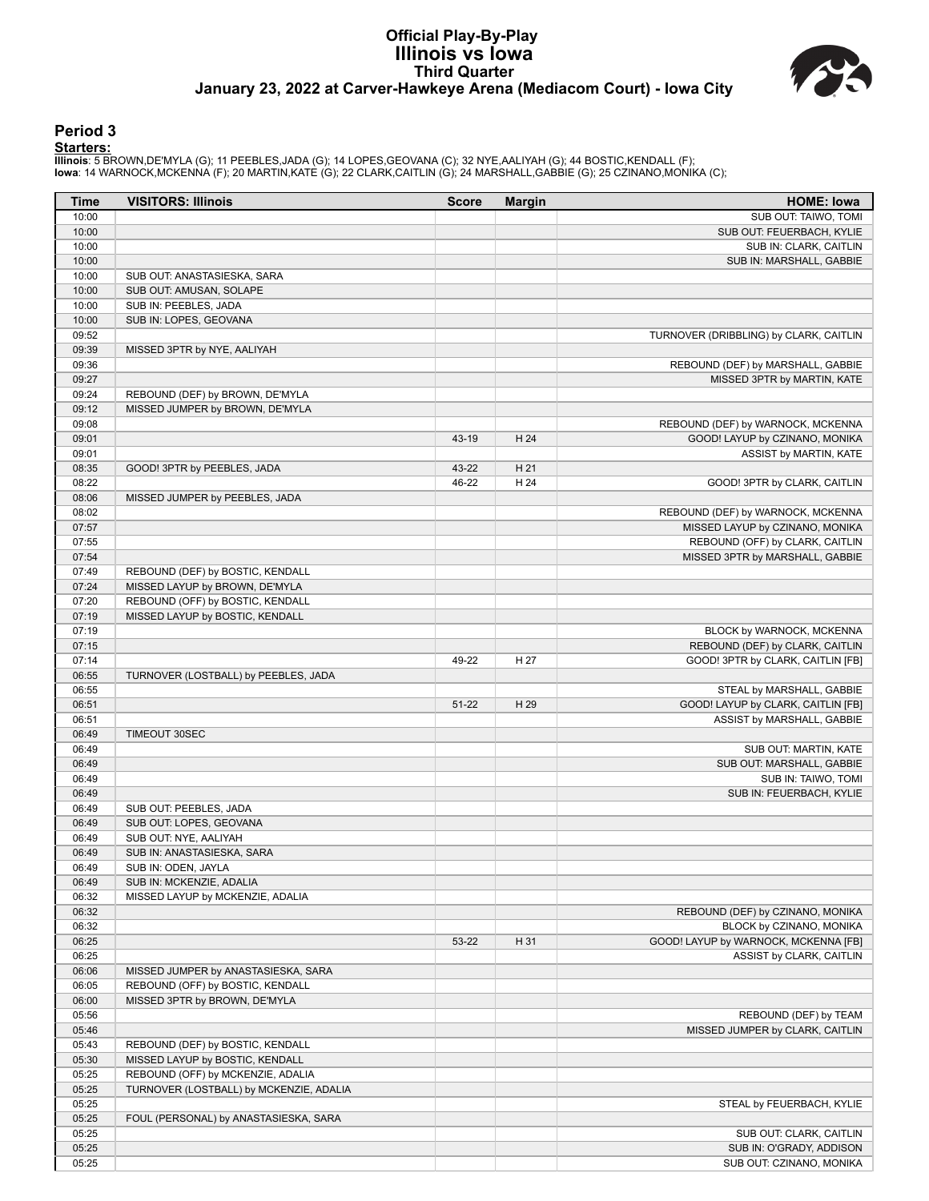# Official Play-By-Play
## Illinois vs Iowa
### Third Quarter
### January 23, 2022 at Carver-Hawkeye Arena (Mediacom Court) - Iowa City

## Period 3

**Starters:**

**Illinois**: 5 BROWN,DE'MYLA (G); 11 PEEBLES,JADA (G); 14 LOPES,GEOVANA (C); 32 NYE,AALIYAH (G); 44 BOSTIC,KENDALL (F);
**Iowa**: 14 WARNOCK,MCKENNA (F); 20 MARTIN,KATE (G); 22 CLARK,CAITLIN (G); 24 MARSHALL,GABBIE (G); 25 CZINANO,MONIKA (C);

| Time | VISITORS: Illinois | Score | Margin | HOME: Iowa |
|---|---|---|---|---|
| 10:00 | | | | SUB OUT: TAIWO, TOMI |
| 10:00 | | | | SUB OUT: FEUERBACH, KYLIE |
| 10:00 | | | | SUB IN: CLARK, CAITLIN |
| 10:00 | | | | SUB IN: MARSHALL, GABBIE |
| 10:00 | SUB OUT: ANASTASIESKA, SARA | | | |
| 10:00 | SUB OUT: AMUSAN, SOLAPE | | | |
| 10:00 | SUB IN: PEEBLES, JADA | | | |
| 10:00 | SUB IN: LOPES, GEOVANA | | | |
| 09:52 | | | | TURNOVER (DRIBBLING) by CLARK, CAITLIN |
| 09:39 | MISSED 3PTR by NYE, AALIYAH | | | |
| 09:36 | | | | REBOUND (DEF) by MARSHALL, GABBIE |
| 09:27 | | | | MISSED 3PTR by MARTIN, KATE |
| 09:24 | REBOUND (DEF) by BROWN, DE'MYLA | | | |
| 09:12 | MISSED JUMPER by BROWN, DE'MYLA | | | |
| 09:08 | | | | REBOUND (DEF) by WARNOCK, MCKENNA |
| 09:01 | | 43-19 | H 24 | GOOD! LAYUP by CZINANO, MONIKA |
| 09:01 | | | | ASSIST by MARTIN, KATE |
| 08:35 | GOOD! 3PTR by PEEBLES, JADA | 43-22 | H 21 | |
| 08:22 | | 46-22 | H 24 | GOOD! 3PTR by CLARK, CAITLIN |
| 08:06 | MISSED JUMPER by PEEBLES, JADA | | | |
| 08:02 | | | | REBOUND (DEF) by WARNOCK, MCKENNA |
| 07:57 | | | | MISSED LAYUP by CZINANO, MONIKA |
| 07:55 | | | | REBOUND (OFF) by CLARK, CAITLIN |
| 07:54 | | | | MISSED 3PTR by MARSHALL, GABBIE |
| 07:49 | REBOUND (DEF) by BOSTIC, KENDALL | | | |
| 07:24 | MISSED LAYUP by BROWN, DE'MYLA | | | |
| 07:20 | REBOUND (OFF) by BOSTIC, KENDALL | | | |
| 07:19 | MISSED LAYUP by BOSTIC, KENDALL | | | |
| 07:19 | | | | BLOCK by WARNOCK, MCKENNA |
| 07:15 | | | | REBOUND (DEF) by CLARK, CAITLIN |
| 07:14 | | 49-22 | H 27 | GOOD! 3PTR by CLARK, CAITLIN [FB] |
| 06:55 | TURNOVER (LOSTBALL) by PEEBLES, JADA | | | |
| 06:55 | | | | STEAL by MARSHALL, GABBIE |
| 06:51 | | 51-22 | H 29 | GOOD! LAYUP by CLARK, CAITLIN [FB] |
| 06:51 | | | | ASSIST by MARSHALL, GABBIE |
| 06:49 | TIMEOUT 30SEC | | | |
| 06:49 | | | | SUB OUT: MARTIN, KATE |
| 06:49 | | | | SUB OUT: MARSHALL, GABBIE |
| 06:49 | | | | SUB IN: TAIWO, TOMI |
| 06:49 | | | | SUB IN: FEUERBACH, KYLIE |
| 06:49 | SUB OUT: PEEBLES, JADA | | | |
| 06:49 | SUB OUT: LOPES, GEOVANA | | | |
| 06:49 | SUB OUT: NYE, AALIYAH | | | |
| 06:49 | SUB IN: ANASTASIESKA, SARA | | | |
| 06:49 | SUB IN: ODEN, JAYLA | | | |
| 06:49 | SUB IN: MCKENZIE, ADALIA | | | |
| 06:32 | MISSED LAYUP by MCKENZIE, ADALIA | | | |
| 06:32 | | | | REBOUND (DEF) by CZINANO, MONIKA |
| 06:32 | | | | BLOCK by CZINANO, MONIKA |
| 06:25 | | 53-22 | H 31 | GOOD! LAYUP by WARNOCK, MCKENNA [FB] |
| 06:25 | | | | ASSIST by CLARK, CAITLIN |
| 06:06 | MISSED JUMPER by ANASTASIESKA, SARA | | | |
| 06:05 | REBOUND (OFF) by BOSTIC, KENDALL | | | |
| 06:00 | MISSED 3PTR by BROWN, DE'MYLA | | | |
| 05:56 | | | | REBOUND (DEF) by TEAM |
| 05:46 | | | | MISSED JUMPER by CLARK, CAITLIN |
| 05:43 | REBOUND (DEF) by BOSTIC, KENDALL | | | |
| 05:30 | MISSED LAYUP by BOSTIC, KENDALL | | | |
| 05:25 | REBOUND (OFF) by MCKENZIE, ADALIA | | | |
| 05:25 | TURNOVER (LOSTBALL) by MCKENZIE, ADALIA | | | |
| 05:25 | | | | STEAL by FEUERBACH, KYLIE |
| 05:25 | FOUL (PERSONAL) by ANASTASIESKA, SARA | | | |
| 05:25 | | | | SUB OUT: CLARK, CAITLIN |
| 05:25 | | | | SUB IN: O'GRADY, ADDISON |
| 05:25 | | | | SUB OUT: CZINANO, MONIKA |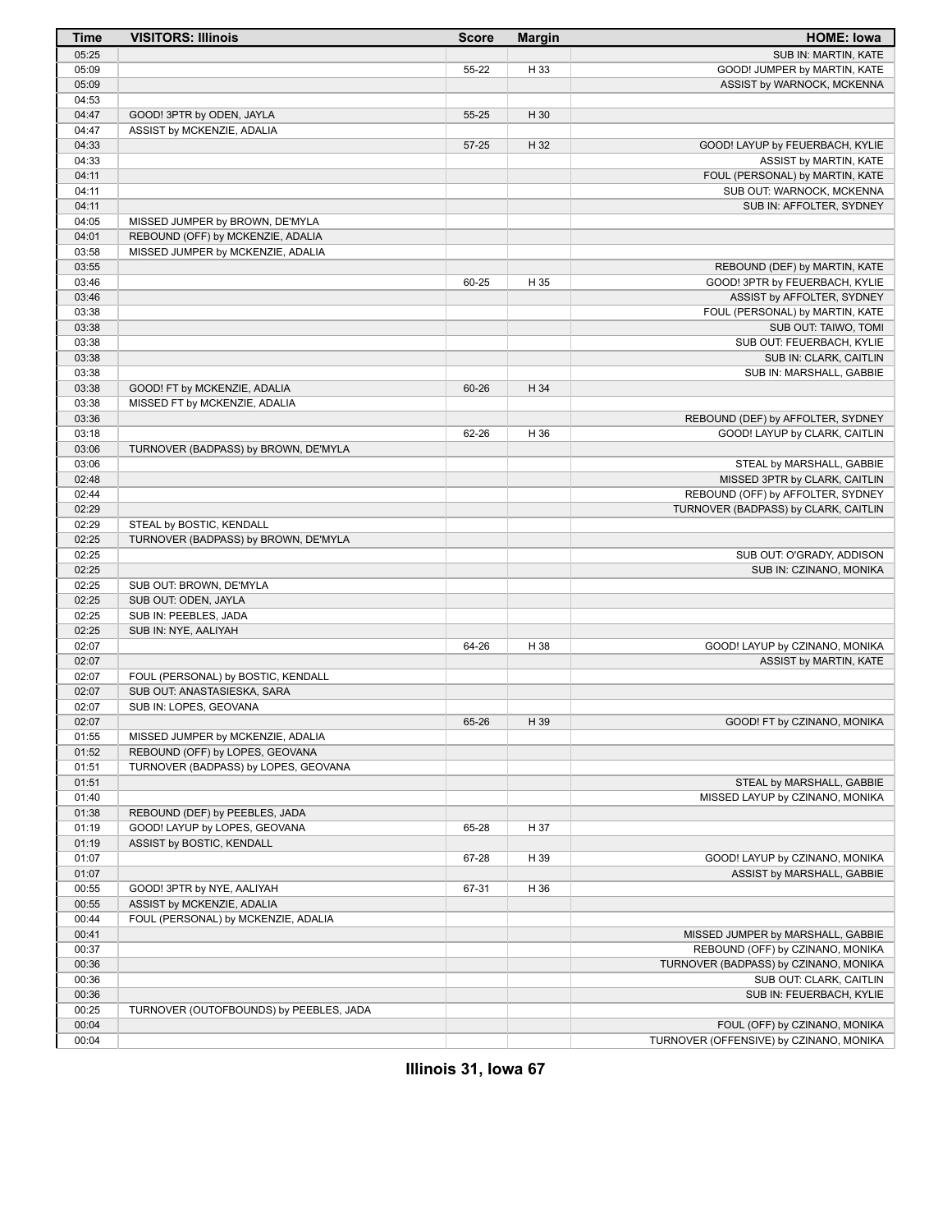| Time | VISITORS: Illinois | Score | Margin | HOME: Iowa |
| --- | --- | --- | --- | --- |
| 05:25 | | | | SUB IN: MARTIN, KATE |
| 05:09 | | 55-22 | H 33 | GOOD! JUMPER by MARTIN, KATE |
| 05:09 | | | | ASSIST by WARNOCK, MCKENNA |
| 04:53 | | | | |
| 04:47 | GOOD! 3PTR by ODEN, JAYLA | 55-25 | H 30 | |
| 04:47 | ASSIST by MCKENZIE, ADALIA | | | |
| 04:33 | | 57-25 | H 32 | GOOD! LAYUP by FEUERBACH, KYLIE |
| 04:33 | | | | ASSIST by MARTIN, KATE |
| 04:11 | | | | FOUL (PERSONAL) by MARTIN, KATE |
| 04:11 | | | | SUB OUT: WARNOCK, MCKENNA |
| 04:11 | | | | SUB IN: AFFOLTER, SYDNEY |
| 04:05 | MISSED JUMPER by BROWN, DE'MYLA | | | |
| 04:01 | REBOUND (OFF) by MCKENZIE, ADALIA | | | |
| 03:58 | MISSED JUMPER by MCKENZIE, ADALIA | | | |
| 03:55 | | | | REBOUND (DEF) by MARTIN, KATE |
| 03:46 | | 60-25 | H 35 | GOOD! 3PTR by FEUERBACH, KYLIE |
| 03:46 | | | | ASSIST by AFFOLTER, SYDNEY |
| 03:38 | | | | FOUL (PERSONAL) by MARTIN, KATE |
| 03:38 | | | | SUB OUT: TAIWO, TOMI |
| 03:38 | | | | SUB OUT: FEUERBACH, KYLIE |
| 03:38 | | | | SUB IN: CLARK, CAITLIN |
| 03:38 | | | | SUB IN: MARSHALL, GABBIE |
| 03:38 | GOOD! FT by MCKENZIE, ADALIA | 60-26 | H 34 | |
| 03:38 | MISSED FT by MCKENZIE, ADALIA | | | |
| 03:36 | | | | REBOUND (DEF) by AFFOLTER, SYDNEY |
| 03:18 | | 62-26 | H 36 | GOOD! LAYUP by CLARK, CAITLIN |
| 03:06 | TURNOVER (BADPASS) by BROWN, DE'MYLA | | | |
| 03:06 | | | | STEAL by MARSHALL, GABBIE |
| 02:48 | | | | MISSED 3PTR by CLARK, CAITLIN |
| 02:44 | | | | REBOUND (OFF) by AFFOLTER, SYDNEY |
| 02:29 | | | | TURNOVER (BADPASS) by CLARK, CAITLIN |
| 02:29 | STEAL by BOSTIC, KENDALL | | | |
| 02:25 | TURNOVER (BADPASS) by BROWN, DE'MYLA | | | |
| 02:25 | | | | SUB OUT: O'GRADY, ADDISON |
| 02:25 | | | | SUB IN: CZINANO, MONIKA |
| 02:25 | SUB OUT: BROWN, DE'MYLA | | | |
| 02:25 | SUB OUT: ODEN, JAYLA | | | |
| 02:25 | SUB IN: PEEBLES, JADA | | | |
| 02:25 | SUB IN: NYE, AALIYAH | | | |
| 02:07 | | 64-26 | H 38 | GOOD! LAYUP by CZINANO, MONIKA |
| 02:07 | | | | ASSIST by MARTIN, KATE |
| 02:07 | FOUL (PERSONAL) by BOSTIC, KENDALL | | | |
| 02:07 | SUB OUT: ANASTASIESKA, SARA | | | |
| 02:07 | SUB IN: LOPES, GEOVANA | | | |
| 02:07 | | 65-26 | H 39 | GOOD! FT by CZINANO, MONIKA |
| 01:55 | MISSED JUMPER by MCKENZIE, ADALIA | | | |
| 01:52 | REBOUND (OFF) by LOPES, GEOVANA | | | |
| 01:51 | TURNOVER (BADPASS) by LOPES, GEOVANA | | | |
| 01:51 | | | | STEAL by MARSHALL, GABBIE |
| 01:40 | | | | MISSED LAYUP by CZINANO, MONIKA |
| 01:38 | REBOUND (DEF) by PEEBLES, JADA | | | |
| 01:19 | GOOD! LAYUP by LOPES, GEOVANA | 65-28 | H 37 | |
| 01:19 | ASSIST by BOSTIC, KENDALL | | | |
| 01:07 | | 67-28 | H 39 | GOOD! LAYUP by CZINANO, MONIKA |
| 01:07 | | | | ASSIST by MARSHALL, GABBIE |
| 00:55 | GOOD! 3PTR by NYE, AALIYAH | 67-31 | H 36 | |
| 00:55 | ASSIST by MCKENZIE, ADALIA | | | |
| 00:44 | FOUL (PERSONAL) by MCKENZIE, ADALIA | | | |
| 00:41 | | | | MISSED JUMPER by MARSHALL, GABBIE |
| 00:37 | | | | REBOUND (OFF) by CZINANO, MONIKA |
| 00:36 | | | | TURNOVER (BADPASS) by CZINANO, MONIKA |
| 00:36 | | | | SUB OUT: CLARK, CAITLIN |
| 00:36 | | | | SUB IN: FEUERBACH, KYLIE |
| 00:25 | TURNOVER (OUTOFBOUNDS) by PEEBLES, JADA | | | |
| 00:04 | | | | FOUL (OFF) by CZINANO, MONIKA |
| 00:04 | | | | TURNOVER (OFFENSIVE) by CZINANO, MONIKA |

**Illinois 31, Iowa 67**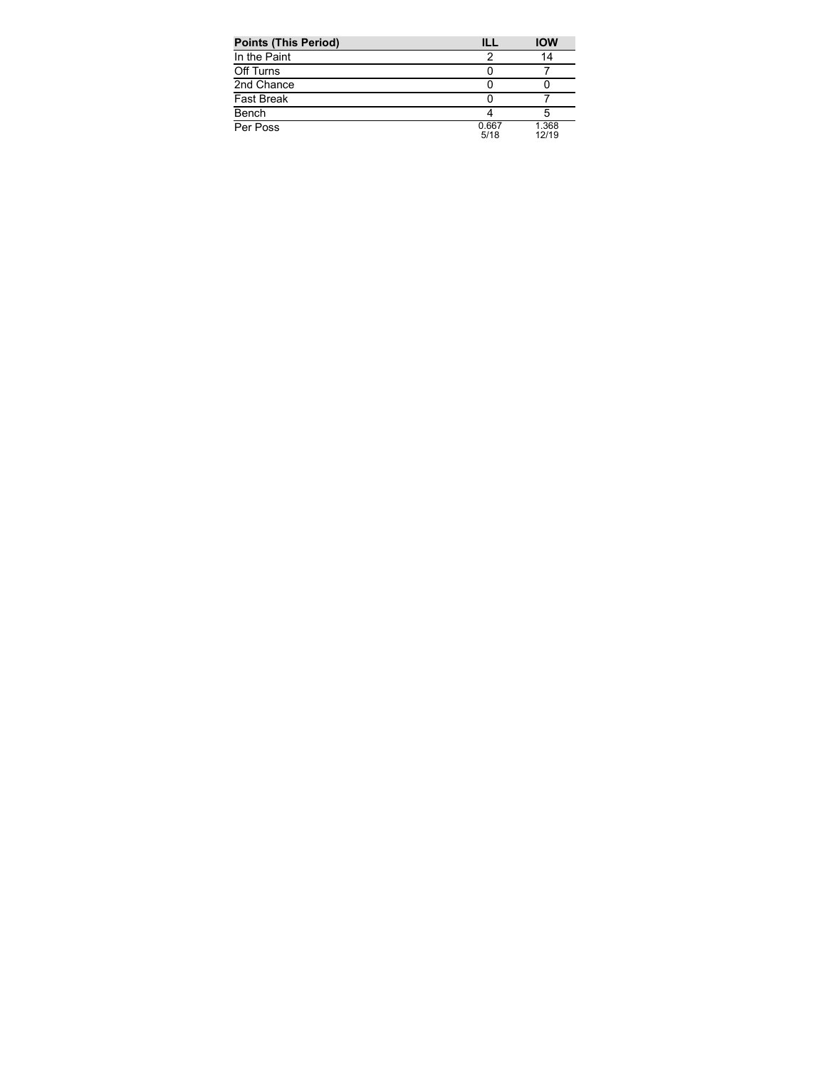| Points (This Period) | ILL | IOW |
|---|---|---|
| In the Paint | 2 | 14 |
| Off Turns | 0 | 7 |
| 2nd Chance | 0 | 0 |
| Fast Break | 0 | 7 |
| Bench | 4 | 5 |
| Per Poss | 0.667 5/18 | 1.368 12/19 |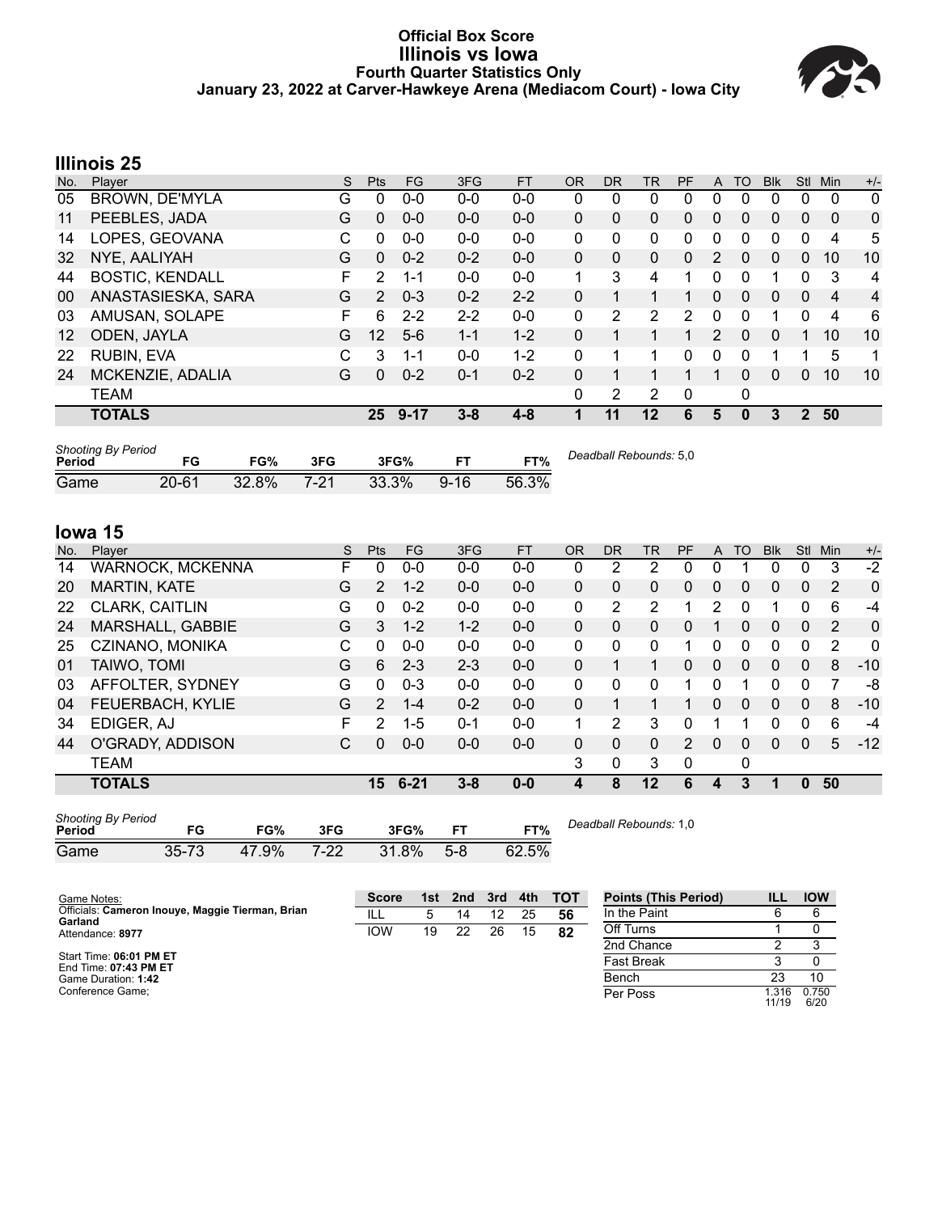# Official Box Score
## Illinois vs Iowa
### Fourth Quarter Statistics Only
### January 23, 2022 at Carver-Hawkeye Arena (Mediacom Court) - Iowa City

## Illinois 25

| No. | Player | S | Pts | FG | 3FG | FT | OR | DR | TR | PF | A | TO | Blk | Stl | Min | +/- |
|---|---|---|---|---|---|---|---|---|---|---|---|---|---|---|---|---|
| 05 | BROWN, DE'MYLA | G | 0 | 0-0 | 0-0 | 0-0 | 0 | 0 | 0 | 0 | 0 | 0 | 0 | 0 | 0 | 0 |
| 11 | PEEBLES, JADA | G | 0 | 0-0 | 0-0 | 0-0 | 0 | 0 | 0 | 0 | 0 | 0 | 0 | 0 | 0 | 0 |
| 14 | LOPES, GEOVANA | C | 0 | 0-0 | 0-0 | 0-0 | 0 | 0 | 0 | 0 | 0 | 0 | 0 | 0 | 4 | 5 |
| 32 | NYE, AALIYAH | G | 0 | 0-2 | 0-2 | 0-0 | 0 | 0 | 0 | 0 | 2 | 0 | 0 | 0 | 10 | 10 |
| 44 | BOSTIC, KENDALL | F | 2 | 1-1 | 0-0 | 0-0 | 1 | 3 | 4 | 1 | 0 | 0 | 1 | 0 | 3 | 4 |
| 00 | ANASTASIESKA, SARA | G | 2 | 0-3 | 0-2 | 2-2 | 0 | 1 | 1 | 1 | 0 | 0 | 0 | 0 | 4 | 4 |
| 03 | AMUSAN, SOLAPE | F | 6 | 2-2 | 2-2 | 0-0 | 0 | 2 | 2 | 2 | 0 | 0 | 1 | 0 | 4 | 6 |
| 12 | ODEN, JAYLA | G | 12 | 5-6 | 1-1 | 1-2 | 0 | 1 | 1 | 1 | 2 | 0 | 0 | 1 | 10 | 10 |
| 22 | RUBIN, EVA | C | 3 | 1-1 | 0-0 | 1-2 | 0 | 1 | 1 | 0 | 0 | 0 | 1 | 1 | 5 | 1 |
| 24 | MCKENZIE, ADALIA | G | 0 | 0-2 | 0-1 | 0-2 | 0 | 1 | 1 | 1 | 1 | 0 | 0 | 0 | 10 | 10 |
| | TEAM | | | | | | 0 | 2 | 2 | 0 | | 0 | | | | |
| | **TOTALS** | | **25** | **9-17** | **3-8** | **4-8** | **1** | **11** | **12** | **6** | **5** | **0** | **3** | **2** | **50** | |

*Shooting By Period*

| Period | FG | FG% | 3FG | 3FG% | FT | FT% |
|---|---|---|---|---|---|---|
| Game | 20-61 | 32.8% | 7-21 | 33.3% | 9-16 | 56.3% |

*Deadball Rebounds:* 5,0

## Iowa 15

| No. | Player | S | Pts | FG | 3FG | FT | OR | DR | TR | PF | A | TO | Blk | Stl | Min | +/- |
|---|---|---|---|---|---|---|---|---|---|---|---|---|---|---|---|---|
| 14 | WARNOCK, MCKENNA | F | 0 | 0-0 | 0-0 | 0-0 | 0 | 2 | 2 | 0 | 0 | 1 | 0 | 0 | 3 | -2 |
| 20 | MARTIN, KATE | G | 2 | 1-2 | 0-0 | 0-0 | 0 | 0 | 0 | 0 | 0 | 0 | 0 | 0 | 2 | 0 |
| 22 | CLARK, CAITLIN | G | 0 | 0-2 | 0-0 | 0-0 | 0 | 2 | 2 | 1 | 2 | 0 | 1 | 0 | 6 | -4 |
| 24 | MARSHALL, GABBIE | G | 3 | 1-2 | 1-2 | 0-0 | 0 | 0 | 0 | 0 | 1 | 0 | 0 | 0 | 2 | 0 |
| 25 | CZINANO, MONIKA | C | 0 | 0-0 | 0-0 | 0-0 | 0 | 0 | 0 | 1 | 0 | 0 | 0 | 0 | 2 | 0 |
| 01 | TAIWO, TOMI | G | 6 | 2-3 | 2-3 | 0-0 | 0 | 1 | 1 | 0 | 0 | 0 | 0 | 0 | 8 | -10 |
| 03 | AFFOLTER, SYDNEY | G | 0 | 0-3 | 0-0 | 0-0 | 0 | 0 | 0 | 1 | 0 | 1 | 0 | 0 | 7 | -8 |
| 04 | FEUERBACH, KYLIE | G | 2 | 1-4 | 0-2 | 0-0 | 0 | 1 | 1 | 1 | 0 | 0 | 0 | 0 | 8 | -10 |
| 34 | EDIGER, AJ | F | 2 | 1-5 | 0-1 | 0-0 | 1 | 2 | 3 | 0 | 1 | 1 | 0 | 0 | 6 | -4 |
| 44 | O'GRADY, ADDISON | C | 0 | 0-0 | 0-0 | 0-0 | 0 | 0 | 0 | 2 | 0 | 0 | 0 | 0 | 5 | -12 |
| | TEAM | | | | | | 3 | 0 | 3 | 0 | | 0 | | | | |
| | **TOTALS** | | **15** | **6-21** | **3-8** | **0-0** | **4** | **8** | **12** | **6** | **4** | **3** | **1** | **0** | **50** | |

*Shooting By Period*

| Period | FG | FG% | 3FG | 3FG% | FT | FT% |
|---|---|---|---|---|---|---|
| Game | 35-73 | 47.9% | 7-22 | 31.8% | 5-8 | 62.5% |

*Deadball Rebounds:* 1,0

Game Notes:
Officials: **Cameron Inouye, Maggie Tierman, Brian Garland**
Attendance: **8977**

Start Time: **06:01 PM ET**
End Time: **07:43 PM ET**
Game Duration: **1:42**
Conference Game;

| Score | 1st | 2nd | 3rd | 4th | TOT |
|---|---|---|---|---|---|
| ILL | 5 | 14 | 12 | 25 | **56** |
| IOW | 19 | 22 | 26 | 15 | **82** |

| Points (This Period) | ILL | IOW |
|---|---|---|
| In the Paint | 6 | 6 |
| Off Turns | 1 | 0 |
| 2nd Chance | 2 | 3 |
| Fast Break | 3 | 0 |
| Bench | 23 | 10 |
| Per Poss | 1.316 11/19 | 0.750 6/20 |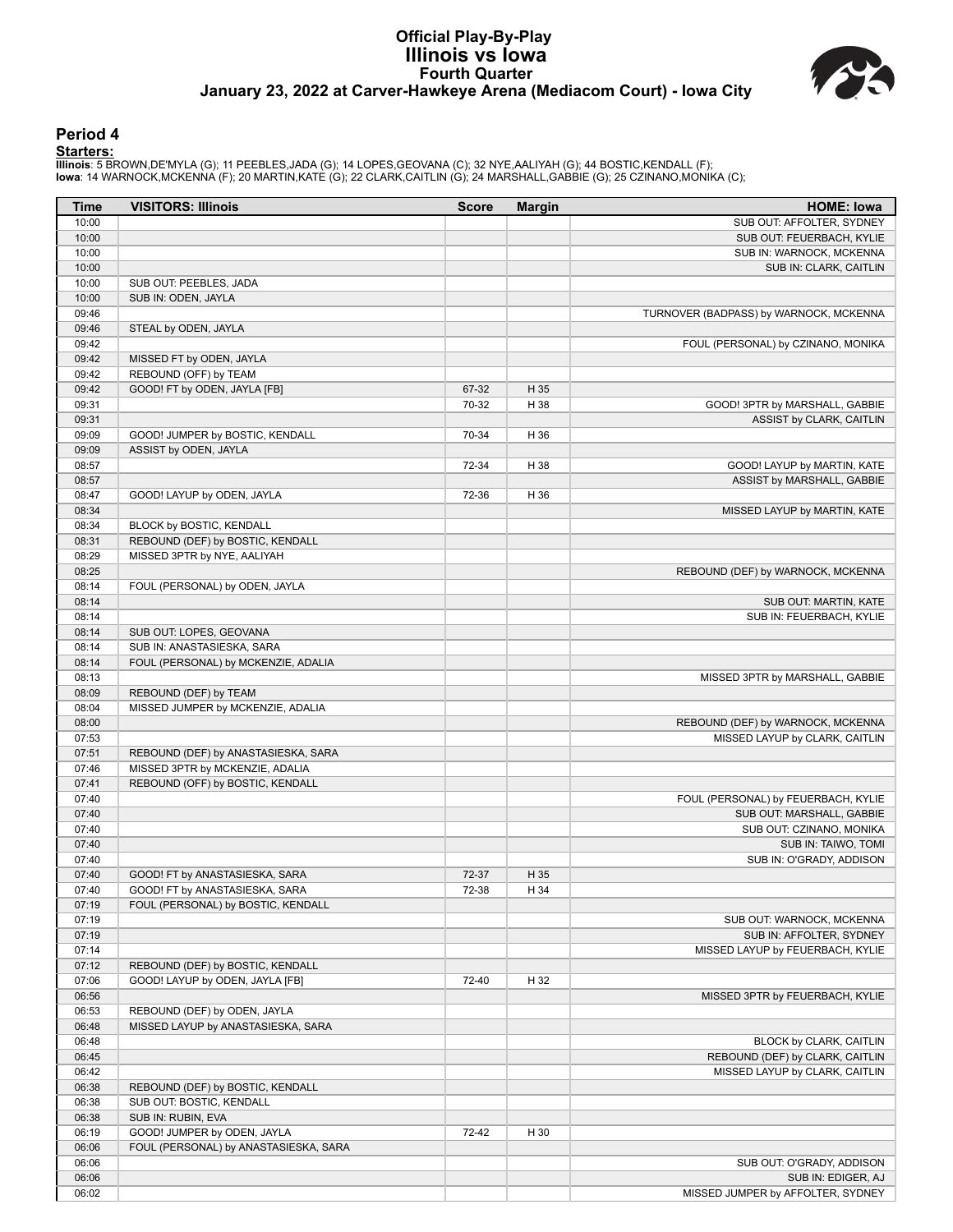# Official Play-By-Play
# Illinois vs Iowa
## Fourth Quarter
### January 23, 2022 at Carver-Hawkeye Arena (Mediacom Court) - Iowa City

## Period 4

**Starters:**

**Illinois**: 5 BROWN,DE'MYLA (G); 11 PEEBLES,JADA (G); 14 LOPES,GEOVANA (C); 32 NYE,AALIYAH (G); 44 BOSTIC,KENDALL (F);
**Iowa**: 14 WARNOCK,MCKENNA (F); 20 MARTIN,KATE (G); 22 CLARK,CAITLIN (G); 24 MARSHALL,GABBIE (G); 25 CZINANO,MONIKA (C);

| Time | VISITORS: Illinois | Score | Margin | HOME: Iowa |
|---|---|---|---|---|
| 10:00 | | | | SUB OUT: AFFOLTER, SYDNEY |
| 10:00 | | | | SUB OUT: FEUERBACH, KYLIE |
| 10:00 | | | | SUB IN: WARNOCK, MCKENNA |
| 10:00 | | | | SUB IN: CLARK, CAITLIN |
| 10:00 | SUB OUT: PEEBLES, JADA | | | |
| 10:00 | SUB IN: ODEN, JAYLA | | | |
| 09:46 | | | | TURNOVER (BADPASS) by WARNOCK, MCKENNA |
| 09:46 | STEAL by ODEN, JAYLA | | | |
| 09:42 | | | | FOUL (PERSONAL) by CZINANO, MONIKA |
| 09:42 | MISSED FT by ODEN, JAYLA | | | |
| 09:42 | REBOUND (OFF) by TEAM | | | |
| 09:42 | GOOD! FT by ODEN, JAYLA [FB] | 67-32 | H 35 | |
| 09:31 | | 70-32 | H 38 | GOOD! 3PTR by MARSHALL, GABBIE |
| 09:31 | | | | ASSIST by CLARK, CAITLIN |
| 09:09 | GOOD! JUMPER by BOSTIC, KENDALL | 70-34 | H 36 | |
| 09:09 | ASSIST by ODEN, JAYLA | | | |
| 08:57 | | 72-34 | H 38 | GOOD! LAYUP by MARTIN, KATE |
| 08:57 | | | | ASSIST by MARSHALL, GABBIE |
| 08:47 | GOOD! LAYUP by ODEN, JAYLA | 72-36 | H 36 | |
| 08:34 | | | | MISSED LAYUP by MARTIN, KATE |
| 08:34 | BLOCK by BOSTIC, KENDALL | | | |
| 08:31 | REBOUND (DEF) by BOSTIC, KENDALL | | | |
| 08:29 | MISSED 3PTR by NYE, AALIYAH | | | |
| 08:25 | | | | REBOUND (DEF) by WARNOCK, MCKENNA |
| 08:14 | FOUL (PERSONAL) by ODEN, JAYLA | | | |
| 08:14 | | | | SUB OUT: MARTIN, KATE |
| 08:14 | | | | SUB IN: FEUERBACH, KYLIE |
| 08:14 | SUB OUT: LOPES, GEOVANA | | | |
| 08:14 | SUB IN: ANASTASIESKA, SARA | | | |
| 08:14 | FOUL (PERSONAL) by MCKENZIE, ADALIA | | | |
| 08:13 | | | | MISSED 3PTR by MARSHALL, GABBIE |
| 08:09 | REBOUND (DEF) by TEAM | | | |
| 08:04 | MISSED JUMPER by MCKENZIE, ADALIA | | | |
| 08:00 | | | | REBOUND (DEF) by WARNOCK, MCKENNA |
| 07:53 | | | | MISSED LAYUP by CLARK, CAITLIN |
| 07:51 | REBOUND (DEF) by ANASTASIESKA, SARA | | | |
| 07:46 | MISSED 3PTR by MCKENZIE, ADALIA | | | |
| 07:41 | REBOUND (OFF) by BOSTIC, KENDALL | | | |
| 07:40 | | | | FOUL (PERSONAL) by FEUERBACH, KYLIE |
| 07:40 | | | | SUB OUT: MARSHALL, GABBIE |
| 07:40 | | | | SUB OUT: CZINANO, MONIKA |
| 07:40 | | | | SUB IN: TAIWO, TOMI |
| 07:40 | | | | SUB IN: O'GRADY, ADDISON |
| 07:40 | GOOD! FT by ANASTASIESKA, SARA | 72-37 | H 35 | |
| 07:40 | GOOD! FT by ANASTASIESKA, SARA | 72-38 | H 34 | |
| 07:19 | FOUL (PERSONAL) by BOSTIC, KENDALL | | | |
| 07:19 | | | | SUB OUT: WARNOCK, MCKENNA |
| 07:19 | | | | SUB IN: AFFOLTER, SYDNEY |
| 07:14 | | | | MISSED LAYUP by FEUERBACH, KYLIE |
| 07:12 | REBOUND (DEF) by BOSTIC, KENDALL | | | |
| 07:06 | GOOD! LAYUP by ODEN, JAYLA [FB] | 72-40 | H 32 | |
| 06:56 | | | | MISSED 3PTR by FEUERBACH, KYLIE |
| 06:53 | REBOUND (DEF) by ODEN, JAYLA | | | |
| 06:48 | MISSED LAYUP by ANASTASIESKA, SARA | | | |
| 06:48 | | | | BLOCK by CLARK, CAITLIN |
| 06:45 | | | | REBOUND (DEF) by CLARK, CAITLIN |
| 06:42 | | | | MISSED LAYUP by CLARK, CAITLIN |
| 06:38 | REBOUND (DEF) by BOSTIC, KENDALL | | | |
| 06:38 | SUB OUT: BOSTIC, KENDALL | | | |
| 06:38 | SUB IN: RUBIN, EVA | | | |
| 06:19 | GOOD! JUMPER by ODEN, JAYLA | 72-42 | H 30 | |
| 06:06 | FOUL (PERSONAL) by ANASTASIESKA, SARA | | | |
| 06:06 | | | | SUB OUT: O'GRADY, ADDISON |
| 06:06 | | | | SUB IN: EDIGER, AJ |
| 06:02 | | | | MISSED JUMPER by AFFOLTER, SYDNEY |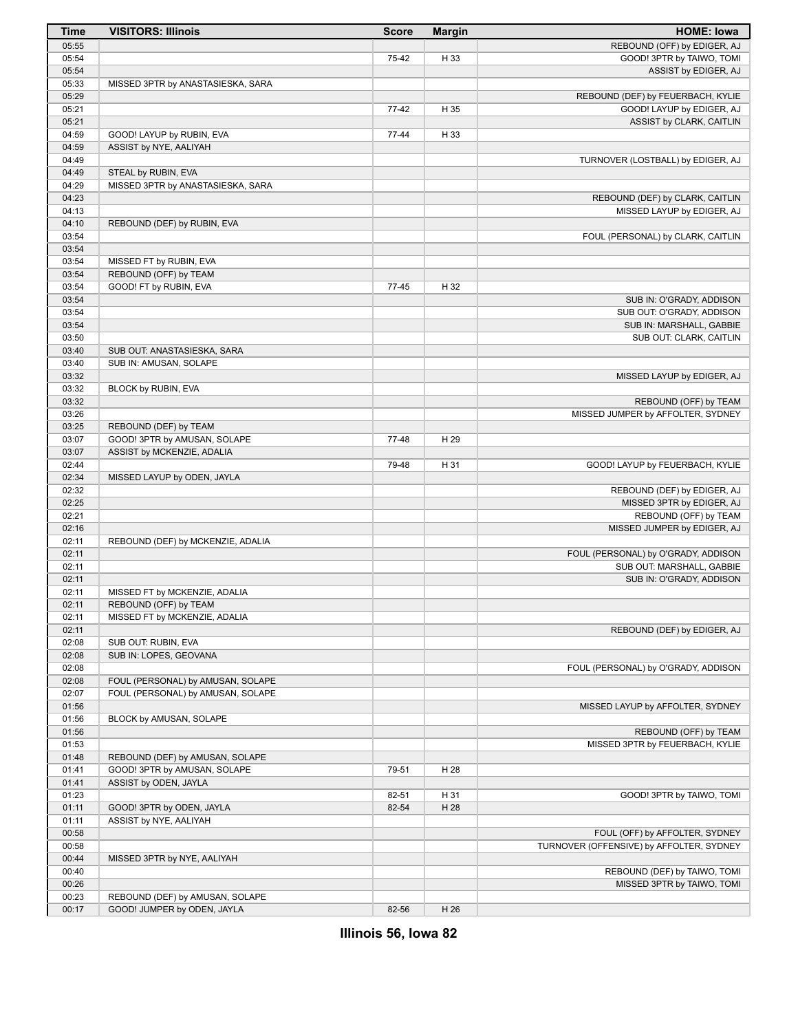| Time | VISITORS: Illinois | Score | Margin | HOME: Iowa |
|---|---|---|---|---|
| 05:55 | | | | REBOUND (OFF) by EDIGER, AJ |
| 05:54 | | 75-42 | H 33 | GOOD! 3PTR by TAIWO, TOMI |
| 05:54 | | | | ASSIST by EDIGER, AJ |
| 05:33 | MISSED 3PTR by ANASTASIESKA, SARA | | | |
| 05:29 | | | | REBOUND (DEF) by FEUERBACH, KYLIE |
| 05:21 | | 77-42 | H 35 | GOOD! LAYUP by EDIGER, AJ |
| 05:21 | | | | ASSIST by CLARK, CAITLIN |
| 04:59 | GOOD! LAYUP by RUBIN, EVA | 77-44 | H 33 | |
| 04:59 | ASSIST by NYE, AALIYAH | | | |
| 04:49 | | | | TURNOVER (LOSTBALL) by EDIGER, AJ |
| 04:49 | STEAL by RUBIN, EVA | | | |
| 04:29 | MISSED 3PTR by ANASTASIESKA, SARA | | | |
| 04:23 | | | | REBOUND (DEF) by CLARK, CAITLIN |
| 04:13 | | | | MISSED LAYUP by EDIGER, AJ |
| 04:10 | REBOUND (DEF) by RUBIN, EVA | | | |
| 03:54 | | | | FOUL (PERSONAL) by CLARK, CAITLIN |
| 03:54 | | | | |
| 03:54 | MISSED FT by RUBIN, EVA | | | |
| 03:54 | REBOUND (OFF) by TEAM | | | |
| 03:54 | GOOD! FT by RUBIN, EVA | 77-45 | H 32 | |
| 03:54 | | | | SUB IN: O'GRADY, ADDISON |
| 03:54 | | | | SUB OUT: O'GRADY, ADDISON |
| 03:54 | | | | SUB IN: MARSHALL, GABBIE |
| 03:50 | | | | SUB OUT: CLARK, CAITLIN |
| 03:40 | SUB OUT: ANASTASIESKA, SARA | | | |
| 03:40 | SUB IN: AMUSAN, SOLAPE | | | |
| 03:32 | | | | MISSED LAYUP by EDIGER, AJ |
| 03:32 | BLOCK by RUBIN, EVA | | | |
| 03:32 | | | | REBOUND (OFF) by TEAM |
| 03:26 | | | | MISSED JUMPER by AFFOLTER, SYDNEY |
| 03:25 | REBOUND (DEF) by TEAM | | | |
| 03:07 | GOOD! 3PTR by AMUSAN, SOLAPE | 77-48 | H 29 | |
| 03:07 | ASSIST by MCKENZIE, ADALIA | | | |
| 02:44 | | 79-48 | H 31 | GOOD! LAYUP by FEUERBACH, KYLIE |
| 02:34 | MISSED LAYUP by ODEN, JAYLA | | | |
| 02:32 | | | | REBOUND (DEF) by EDIGER, AJ |
| 02:25 | | | | MISSED 3PTR by EDIGER, AJ |
| 02:21 | | | | REBOUND (OFF) by TEAM |
| 02:16 | | | | MISSED JUMPER by EDIGER, AJ |
| 02:11 | REBOUND (DEF) by MCKENZIE, ADALIA | | | |
| 02:11 | | | | FOUL (PERSONAL) by O'GRADY, ADDISON |
| 02:11 | | | | SUB OUT: MARSHALL, GABBIE |
| 02:11 | | | | SUB IN: O'GRADY, ADDISON |
| 02:11 | MISSED FT by MCKENZIE, ADALIA | | | |
| 02:11 | REBOUND (OFF) by TEAM | | | |
| 02:11 | MISSED FT by MCKENZIE, ADALIA | | | |
| 02:11 | | | | REBOUND (DEF) by EDIGER, AJ |
| 02:08 | SUB OUT: RUBIN, EVA | | | |
| 02:08 | SUB IN: LOPES, GEOVANA | | | |
| 02:08 | | | | FOUL (PERSONAL) by O'GRADY, ADDISON |
| 02:08 | FOUL (PERSONAL) by AMUSAN, SOLAPE | | | |
| 02:07 | FOUL (PERSONAL) by AMUSAN, SOLAPE | | | |
| 01:56 | | | | MISSED LAYUP by AFFOLTER, SYDNEY |
| 01:56 | BLOCK by AMUSAN, SOLAPE | | | |
| 01:56 | | | | REBOUND (OFF) by TEAM |
| 01:53 | | | | MISSED 3PTR by FEUERBACH, KYLIE |
| 01:48 | REBOUND (DEF) by AMUSAN, SOLAPE | | | |
| 01:41 | GOOD! 3PTR by AMUSAN, SOLAPE | 79-51 | H 28 | |
| 01:41 | ASSIST by ODEN, JAYLA | | | |
| 01:23 | | 82-51 | H 31 | GOOD! 3PTR by TAIWO, TOMI |
| 01:11 | GOOD! 3PTR by ODEN, JAYLA | 82-54 | H 28 | |
| 01:11 | ASSIST by NYE, AALIYAH | | | |
| 00:58 | | | | FOUL (OFF) by AFFOLTER, SYDNEY |
| 00:58 | | | | TURNOVER (OFFENSIVE) by AFFOLTER, SYDNEY |
| 00:44 | MISSED 3PTR by NYE, AALIYAH | | | |
| 00:40 | | | | REBOUND (DEF) by TAIWO, TOMI |
| 00:26 | | | | MISSED 3PTR by TAIWO, TOMI |
| 00:23 | REBOUND (DEF) by AMUSAN, SOLAPE | | | |
| 00:17 | GOOD! JUMPER by ODEN, JAYLA | 82-56 | H 26 | |

**Illinois 56, Iowa 82**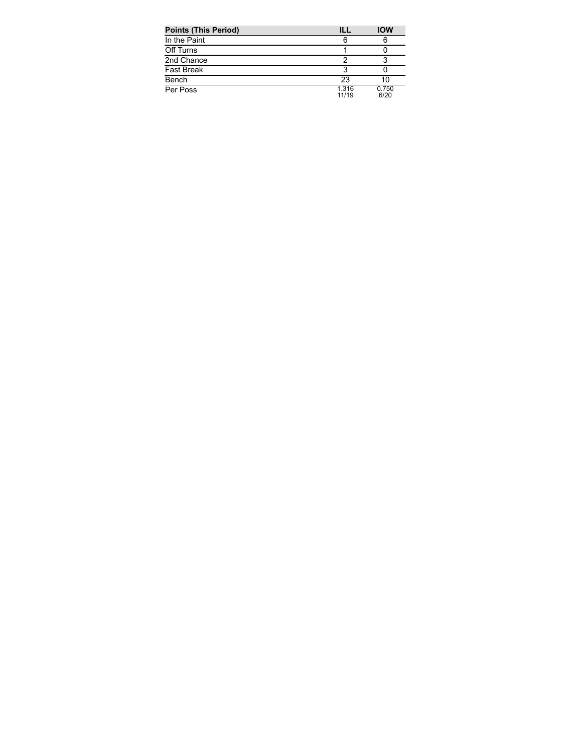| Points (This Period) | ILL | IOW |
| --- | --- | --- |
| In the Paint | 6 | 6 |
| Off Turns | 1 | 0 |
| 2nd Chance | 2 | 3 |
| Fast Break | 3 | 0 |
| Bench | 23 | 10 |
| Per Poss | 1.316 11/19 | 0.750 6/20 |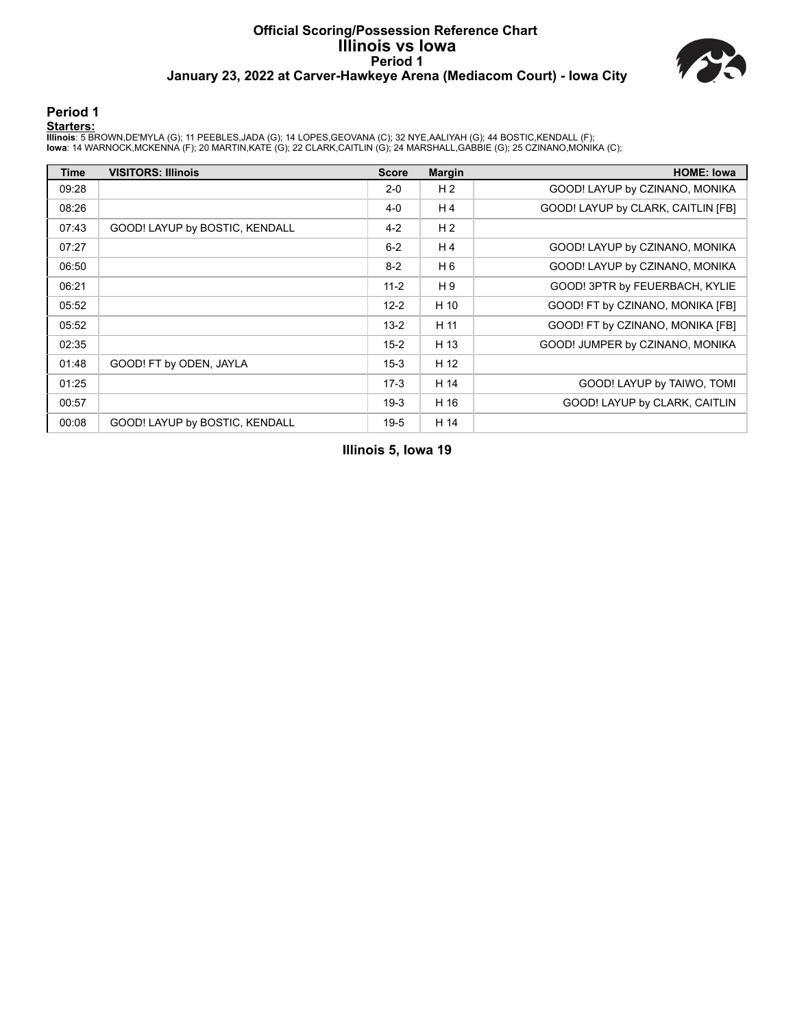# Official Scoring/Possession Reference Chart
# Illinois vs Iowa
## Period 1
### January 23, 2022 at Carver-Hawkeye Arena (Mediacom Court) - Iowa City

## Period 1

**Starters:**

**Illinois**: 5 BROWN,DE'MYLA (G); 11 PEEBLES,JADA (G); 14 LOPES,GEOVANA (C); 32 NYE,AALIYAH (G); 44 BOSTIC,KENDALL (F);
**Iowa**: 14 WARNOCK,MCKENNA (F); 20 MARTIN,KATE (G); 22 CLARK,CAITLIN (G); 24 MARSHALL,GABBIE (G); 25 CZINANO,MONIKA (C);

| Time | VISITORS: Illinois | Score | Margin | HOME: Iowa |
|---|---|---|---|---|
| 09:28 | | 2-0 | H 2 | GOOD! LAYUP by CZINANO, MONIKA |
| 08:26 | | 4-0 | H 4 | GOOD! LAYUP by CLARK, CAITLIN [FB] |
| 07:43 | GOOD! LAYUP by BOSTIC, KENDALL | 4-2 | H 2 | |
| 07:27 | | 6-2 | H 4 | GOOD! LAYUP by CZINANO, MONIKA |
| 06:50 | | 8-2 | H 6 | GOOD! LAYUP by CZINANO, MONIKA |
| 06:21 | | 11-2 | H 9 | GOOD! 3PTR by FEUERBACH, KYLIE |
| 05:52 | | 12-2 | H 10 | GOOD! FT by CZINANO, MONIKA [FB] |
| 05:52 | | 13-2 | H 11 | GOOD! FT by CZINANO, MONIKA [FB] |
| 02:35 | | 15-2 | H 13 | GOOD! JUMPER by CZINANO, MONIKA |
| 01:48 | GOOD! FT by ODEN, JAYLA | 15-3 | H 12 | |
| 01:25 | | 17-3 | H 14 | GOOD! LAYUP by TAIWO, TOMI |
| 00:57 | | 19-3 | H 16 | GOOD! LAYUP by CLARK, CAITLIN |
| 00:08 | GOOD! LAYUP by BOSTIC, KENDALL | 19-5 | H 14 | |

**Illinois 5, Iowa 19**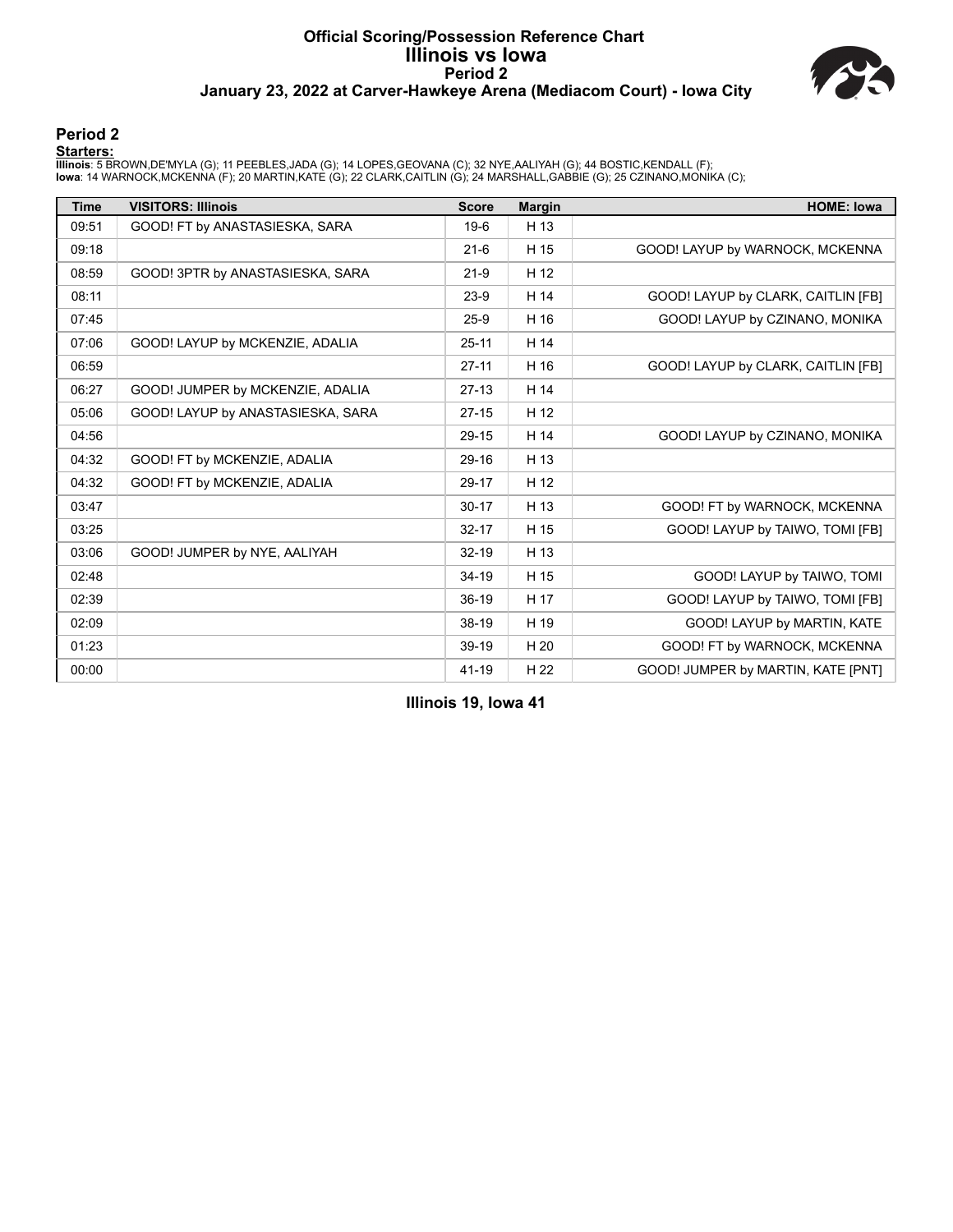# Official Scoring/Possession Reference Chart
# Illinois vs Iowa
## Period 2
### January 23, 2022 at Carver-Hawkeye Arena (Mediacom Court) - Iowa City

## Period 2

**Starters:**

**Illinois**: 5 BROWN,DE'MYLA (G); 11 PEEBLES,JADA (G); 14 LOPES,GEOVANA (C); 32 NYE,AALIYAH (G); 44 BOSTIC,KENDALL (F);
**Iowa**: 14 WARNOCK,MCKENNA (F); 20 MARTIN,KATE (G); 22 CLARK,CAITLIN (G); 24 MARSHALL,GABBIE (G); 25 CZINANO,MONIKA (C);

| Time | VISITORS: Illinois | Score | Margin | HOME: Iowa |
|---|---|---|---|---|
| 09:51 | GOOD! FT by ANASTASIESKA, SARA | 19-6 | H 13 | |
| 09:18 | | 21-6 | H 15 | GOOD! LAYUP by WARNOCK, MCKENNA |
| 08:59 | GOOD! 3PTR by ANASTASIESKA, SARA | 21-9 | H 12 | |
| 08:11 | | 23-9 | H 14 | GOOD! LAYUP by CLARK, CAITLIN [FB] |
| 07:45 | | 25-9 | H 16 | GOOD! LAYUP by CZINANO, MONIKA |
| 07:06 | GOOD! LAYUP by MCKENZIE, ADALIA | 25-11 | H 14 | |
| 06:59 | | 27-11 | H 16 | GOOD! LAYUP by CLARK, CAITLIN [FB] |
| 06:27 | GOOD! JUMPER by MCKENZIE, ADALIA | 27-13 | H 14 | |
| 05:06 | GOOD! LAYUP by ANASTASIESKA, SARA | 27-15 | H 12 | |
| 04:56 | | 29-15 | H 14 | GOOD! LAYUP by CZINANO, MONIKA |
| 04:32 | GOOD! FT by MCKENZIE, ADALIA | 29-16 | H 13 | |
| 04:32 | GOOD! FT by MCKENZIE, ADALIA | 29-17 | H 12 | |
| 03:47 | | 30-17 | H 13 | GOOD! FT by WARNOCK, MCKENNA |
| 03:25 | | 32-17 | H 15 | GOOD! LAYUP by TAIWO, TOMI [FB] |
| 03:06 | GOOD! JUMPER by NYE, AALIYAH | 32-19 | H 13 | |
| 02:48 | | 34-19 | H 15 | GOOD! LAYUP by TAIWO, TOMI |
| 02:39 | | 36-19 | H 17 | GOOD! LAYUP by TAIWO, TOMI [FB] |
| 02:09 | | 38-19 | H 19 | GOOD! LAYUP by MARTIN, KATE |
| 01:23 | | 39-19 | H 20 | GOOD! FT by WARNOCK, MCKENNA |
| 00:00 | | 41-19 | H 22 | GOOD! JUMPER by MARTIN, KATE [PNT] |

**Illinois 19, Iowa 41**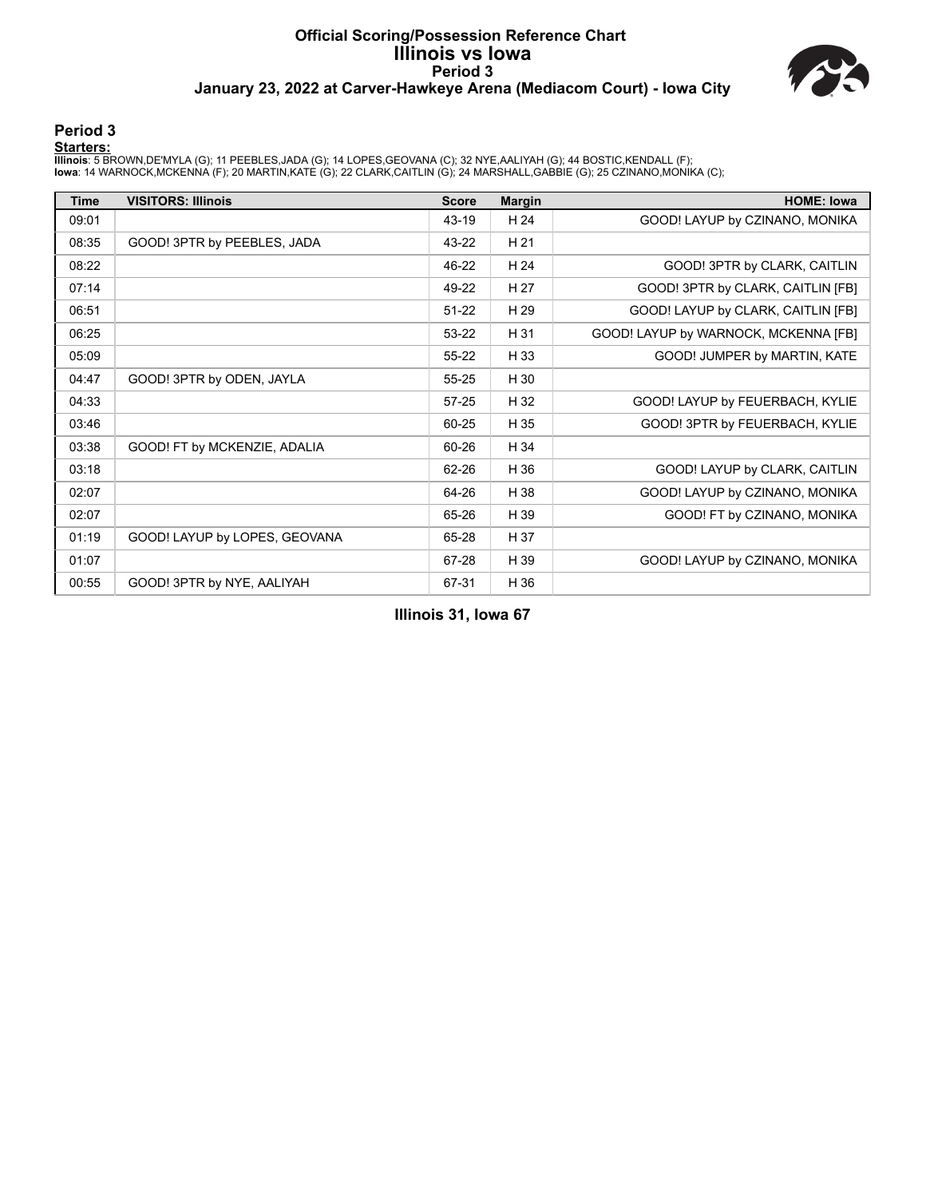# Official Scoring/Possession Reference Chart
# Illinois vs Iowa
## Period 3
### January 23, 2022 at Carver-Hawkeye Arena (Mediacom Court) - Iowa City

## Period 3

**Starters:**

**Illinois**: 5 BROWN,DE'MYLA (G); 11 PEEBLES,JADA (G); 14 LOPES,GEOVANA (C); 32 NYE,AALIYAH (G); 44 BOSTIC,KENDALL (F);
**Iowa**: 14 WARNOCK,MCKENNA (F); 20 MARTIN,KATE (G); 22 CLARK,CAITLIN (G); 24 MARSHALL,GABBIE (G); 25 CZINANO,MONIKA (C);

| Time | VISITORS: Illinois | Score | Margin | HOME: Iowa |
|---|---|---|---|---|
| 09:01 | | 43-19 | H 24 | GOOD! LAYUP by CZINANO, MONIKA |
| 08:35 | GOOD! 3PTR by PEEBLES, JADA | 43-22 | H 21 | |
| 08:22 | | 46-22 | H 24 | GOOD! 3PTR by CLARK, CAITLIN |
| 07:14 | | 49-22 | H 27 | GOOD! 3PTR by CLARK, CAITLIN [FB] |
| 06:51 | | 51-22 | H 29 | GOOD! LAYUP by CLARK, CAITLIN [FB] |
| 06:25 | | 53-22 | H 31 | GOOD! LAYUP by WARNOCK, MCKENNA [FB] |
| 05:09 | | 55-22 | H 33 | GOOD! JUMPER by MARTIN, KATE |
| 04:47 | GOOD! 3PTR by ODEN, JAYLA | 55-25 | H 30 | |
| 04:33 | | 57-25 | H 32 | GOOD! LAYUP by FEUERBACH, KYLIE |
| 03:46 | | 60-25 | H 35 | GOOD! 3PTR by FEUERBACH, KYLIE |
| 03:38 | GOOD! FT by MCKENZIE, ADALIA | 60-26 | H 34 | |
| 03:18 | | 62-26 | H 36 | GOOD! LAYUP by CLARK, CAITLIN |
| 02:07 | | 64-26 | H 38 | GOOD! LAYUP by CZINANO, MONIKA |
| 02:07 | | 65-26 | H 39 | GOOD! FT by CZINANO, MONIKA |
| 01:19 | GOOD! LAYUP by LOPES, GEOVANA | 65-28 | H 37 | |
| 01:07 | | 67-28 | H 39 | GOOD! LAYUP by CZINANO, MONIKA |
| 00:55 | GOOD! 3PTR by NYE, AALIYAH | 67-31 | H 36 | |

**Illinois 31, Iowa 67**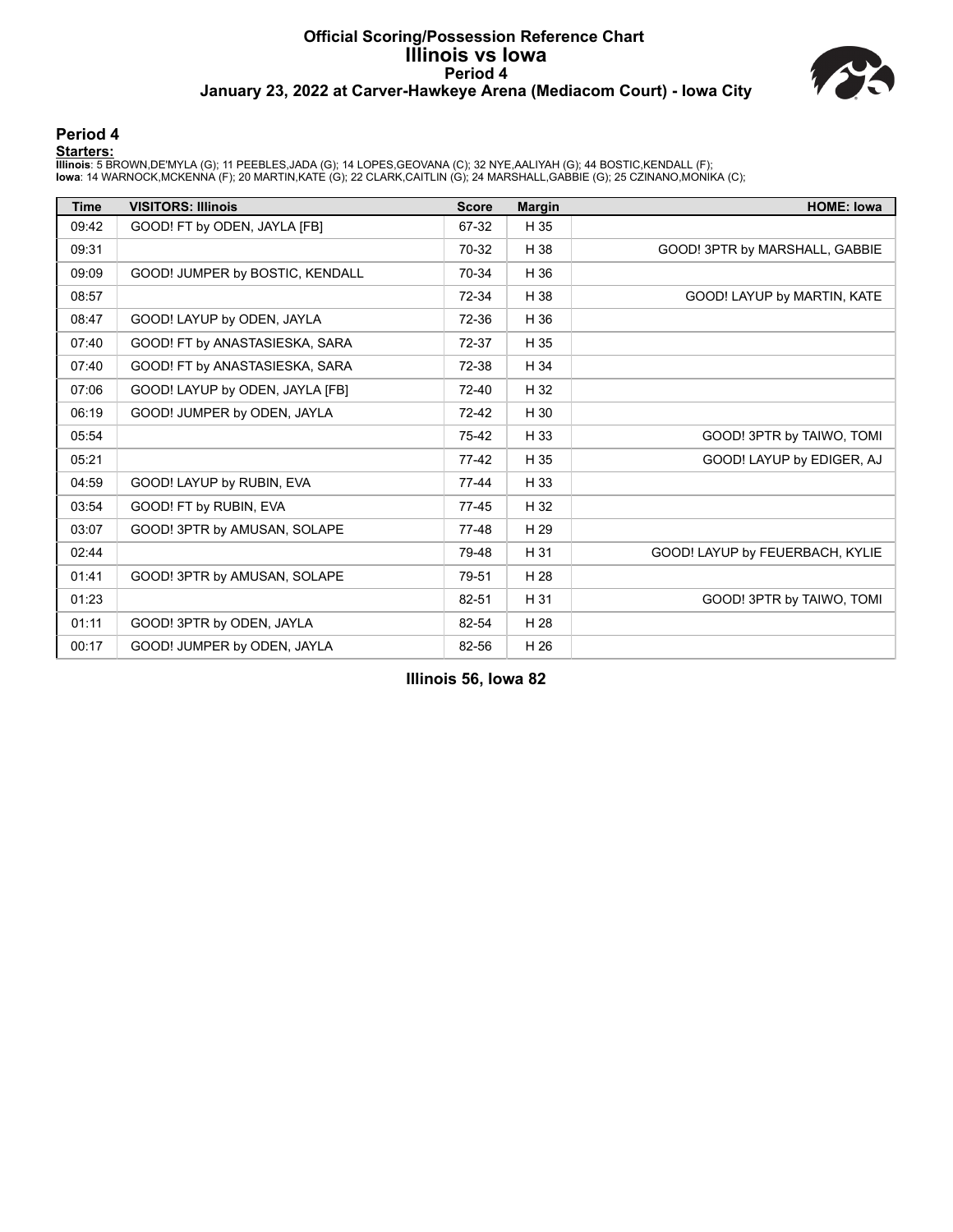# Official Scoring/Possession Reference Chart
# Illinois vs Iowa
## Period 4
### January 23, 2022 at Carver-Hawkeye Arena (Mediacom Court) - Iowa City

## Period 4

**Starters:**

**Illinois**: 5 BROWN,DE'MYLA (G); 11 PEEBLES,JADA (G); 14 LOPES,GEOVANA (C); 32 NYE,AALIYAH (G); 44 BOSTIC,KENDALL (F);
**Iowa**: 14 WARNOCK,MCKENNA (F); 20 MARTIN,KATE (G); 22 CLARK,CAITLIN (G); 24 MARSHALL,GABBIE (G); 25 CZINANO,MONIKA (C);

| Time | VISITORS: Illinois | Score | Margin | HOME: Iowa |
|---|---|---|---|---|
| 09:42 | GOOD! FT by ODEN, JAYLA [FB] | 67-32 | H 35 | |
| 09:31 | | 70-32 | H 38 | GOOD! 3PTR by MARSHALL, GABBIE |
| 09:09 | GOOD! JUMPER by BOSTIC, KENDALL | 70-34 | H 36 | |
| 08:57 | | 72-34 | H 38 | GOOD! LAYUP by MARTIN, KATE |
| 08:47 | GOOD! LAYUP by ODEN, JAYLA | 72-36 | H 36 | |
| 07:40 | GOOD! FT by ANASTASIESKA, SARA | 72-37 | H 35 | |
| 07:40 | GOOD! FT by ANASTASIESKA, SARA | 72-38 | H 34 | |
| 07:06 | GOOD! LAYUP by ODEN, JAYLA [FB] | 72-40 | H 32 | |
| 06:19 | GOOD! JUMPER by ODEN, JAYLA | 72-42 | H 30 | |
| 05:54 | | 75-42 | H 33 | GOOD! 3PTR by TAIWO, TOMI |
| 05:21 | | 77-42 | H 35 | GOOD! LAYUP by EDIGER, AJ |
| 04:59 | GOOD! LAYUP by RUBIN, EVA | 77-44 | H 33 | |
| 03:54 | GOOD! FT by RUBIN, EVA | 77-45 | H 32 | |
| 03:07 | GOOD! 3PTR by AMUSAN, SOLAPE | 77-48 | H 29 | |
| 02:44 | | 79-48 | H 31 | GOOD! LAYUP by FEUERBACH, KYLIE |
| 01:41 | GOOD! 3PTR by AMUSAN, SOLAPE | 79-51 | H 28 | |
| 01:23 | | 82-51 | H 31 | GOOD! 3PTR by TAIWO, TOMI |
| 01:11 | GOOD! 3PTR by ODEN, JAYLA | 82-54 | H 28 | |
| 00:17 | GOOD! JUMPER by ODEN, JAYLA | 82-56 | H 26 | |

**Illinois 56, Iowa 82**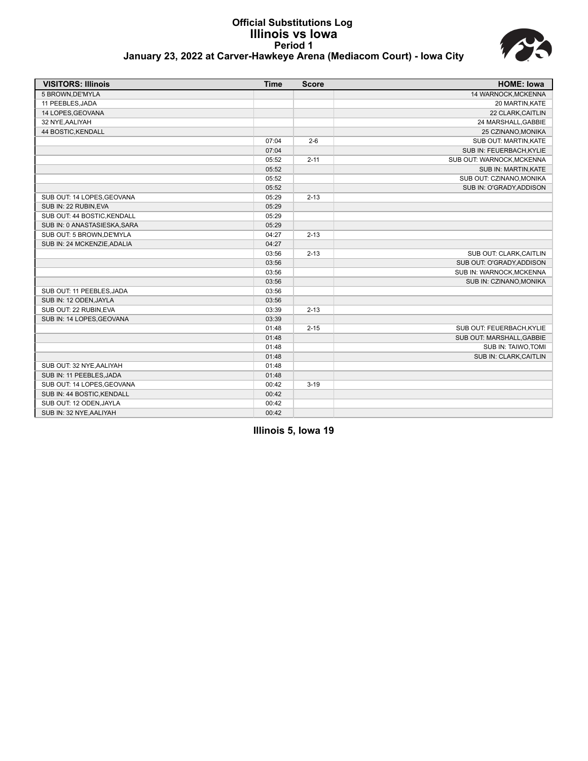# Official Substitutions Log
## Illinois vs Iowa
### Period 1
### January 23, 2022 at Carver-Hawkeye Arena (Mediacom Court) - Iowa City

| VISITORS: Illinois | Time | Score | HOME: Iowa |
|---|---|---|---|
| 5 BROWN,DE'MYLA | | | 14 WARNOCK,MCKENNA |
| 11 PEEBLES,JADA | | | 20 MARTIN,KATE |
| 14 LOPES,GEOVANA | | | 22 CLARK,CAITLIN |
| 32 NYE,AALIYAH | | | 24 MARSHALL,GABBIE |
| 44 BOSTIC,KENDALL | | | 25 CZINANO,MONIKA |
| | 07:04 | 2-6 | SUB OUT: MARTIN,KATE |
| | 07:04 | | SUB IN: FEUERBACH,KYLIE |
| | 05:52 | 2-11 | SUB OUT: WARNOCK,MCKENNA |
| | 05:52 | | SUB IN: MARTIN,KATE |
| | 05:52 | | SUB OUT: CZINANO,MONIKA |
| | 05:52 | | SUB IN: O'GRADY,ADDISON |
| SUB OUT: 14 LOPES,GEOVANA | 05:29 | 2-13 | |
| SUB IN: 22 RUBIN,EVA | 05:29 | | |
| SUB OUT: 44 BOSTIC,KENDALL | 05:29 | | |
| SUB IN: 0 ANASTASIESKA,SARA | 05:29 | | |
| SUB OUT: 5 BROWN,DE'MYLA | 04:27 | 2-13 | |
| SUB IN: 24 MCKENZIE,ADALIA | 04:27 | | |
| | 03:56 | 2-13 | SUB OUT: CLARK,CAITLIN |
| | 03:56 | | SUB OUT: O'GRADY,ADDISON |
| | 03:56 | | SUB IN: WARNOCK,MCKENNA |
| | 03:56 | | SUB IN: CZINANO,MONIKA |
| SUB OUT: 11 PEEBLES,JADA | 03:56 | | |
| SUB IN: 12 ODEN,JAYLA | 03:56 | | |
| SUB OUT: 22 RUBIN,EVA | 03:39 | 2-13 | |
| SUB IN: 14 LOPES,GEOVANA | 03:39 | | |
| | 01:48 | 2-15 | SUB OUT: FEUERBACH,KYLIE |
| | 01:48 | | SUB OUT: MARSHALL,GABBIE |
| | 01:48 | | SUB IN: TAIWO,TOMI |
| | 01:48 | | SUB IN: CLARK,CAITLIN |
| SUB OUT: 32 NYE,AALIYAH | 01:48 | | |
| SUB IN: 11 PEEBLES,JADA | 01:48 | | |
| SUB OUT: 14 LOPES,GEOVANA | 00:42 | 3-19 | |
| SUB IN: 44 BOSTIC,KENDALL | 00:42 | | |
| SUB OUT: 12 ODEN,JAYLA | 00:42 | | |
| SUB IN: 32 NYE,AALIYAH | 00:42 | | |

**Illinois 5, Iowa 19**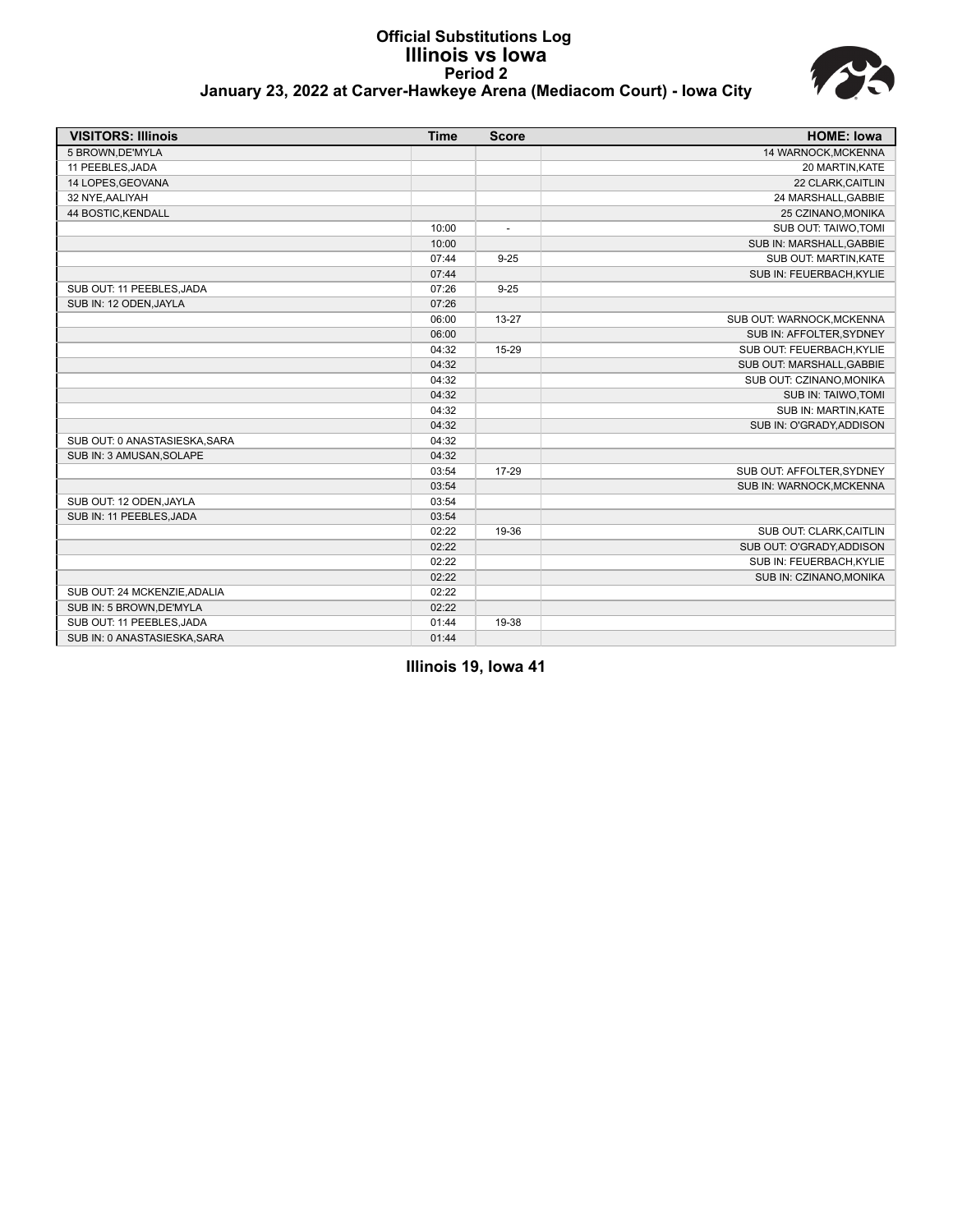# Official Substitutions Log
## Illinois vs Iowa
### Period 2
### January 23, 2022 at Carver-Hawkeye Arena (Mediacom Court) - Iowa City

| VISITORS: Illinois | Time | Score | HOME: Iowa |
|---|---|---|---|
| 5 BROWN,DE'MYLA | | | 14 WARNOCK,MCKENNA |
| 11 PEEBLES,JADA | | | 20 MARTIN,KATE |
| 14 LOPES,GEOVANA | | | 22 CLARK,CAITLIN |
| 32 NYE,AALIYAH | | | 24 MARSHALL,GABBIE |
| 44 BOSTIC,KENDALL | | | 25 CZINANO,MONIKA |
| | 10:00 | - | SUB OUT: TAIWO,TOMI |
| | 10:00 | | SUB IN: MARSHALL,GABBIE |
| | 07:44 | 9-25 | SUB OUT: MARTIN,KATE |
| | 07:44 | | SUB IN: FEUERBACH,KYLIE |
| SUB OUT: 11 PEEBLES,JADA | 07:26 | 9-25 | |
| SUB IN: 12 ODEN,JAYLA | 07:26 | | |
| | 06:00 | 13-27 | SUB OUT: WARNOCK,MCKENNA |
| | 06:00 | | SUB IN: AFFOLTER,SYDNEY |
| | 04:32 | 15-29 | SUB OUT: FEUERBACH,KYLIE |
| | 04:32 | | SUB OUT: MARSHALL,GABBIE |
| | 04:32 | | SUB OUT: CZINANO,MONIKA |
| | 04:32 | | SUB IN: TAIWO,TOMI |
| | 04:32 | | SUB IN: MARTIN,KATE |
| | 04:32 | | SUB IN: O'GRADY,ADDISON |
| SUB OUT: 0 ANASTASIESKA,SARA | 04:32 | | |
| SUB IN: 3 AMUSAN,SOLAPE | 04:32 | | |
| | 03:54 | 17-29 | SUB OUT: AFFOLTER,SYDNEY |
| | 03:54 | | SUB IN: WARNOCK,MCKENNA |
| SUB OUT: 12 ODEN,JAYLA | 03:54 | | |
| SUB IN: 11 PEEBLES,JADA | 03:54 | | |
| | 02:22 | 19-36 | SUB OUT: CLARK,CAITLIN |
| | 02:22 | | SUB OUT: O'GRADY,ADDISON |
| | 02:22 | | SUB IN: FEUERBACH,KYLIE |
| | 02:22 | | SUB IN: CZINANO,MONIKA |
| SUB OUT: 24 MCKENZIE,ADALIA | 02:22 | | |
| SUB IN: 5 BROWN,DE'MYLA | 02:22 | | |
| SUB OUT: 11 PEEBLES,JADA | 01:44 | 19-38 | |
| SUB IN: 0 ANASTASIESKA,SARA | 01:44 | | |

**Illinois 19, Iowa 41**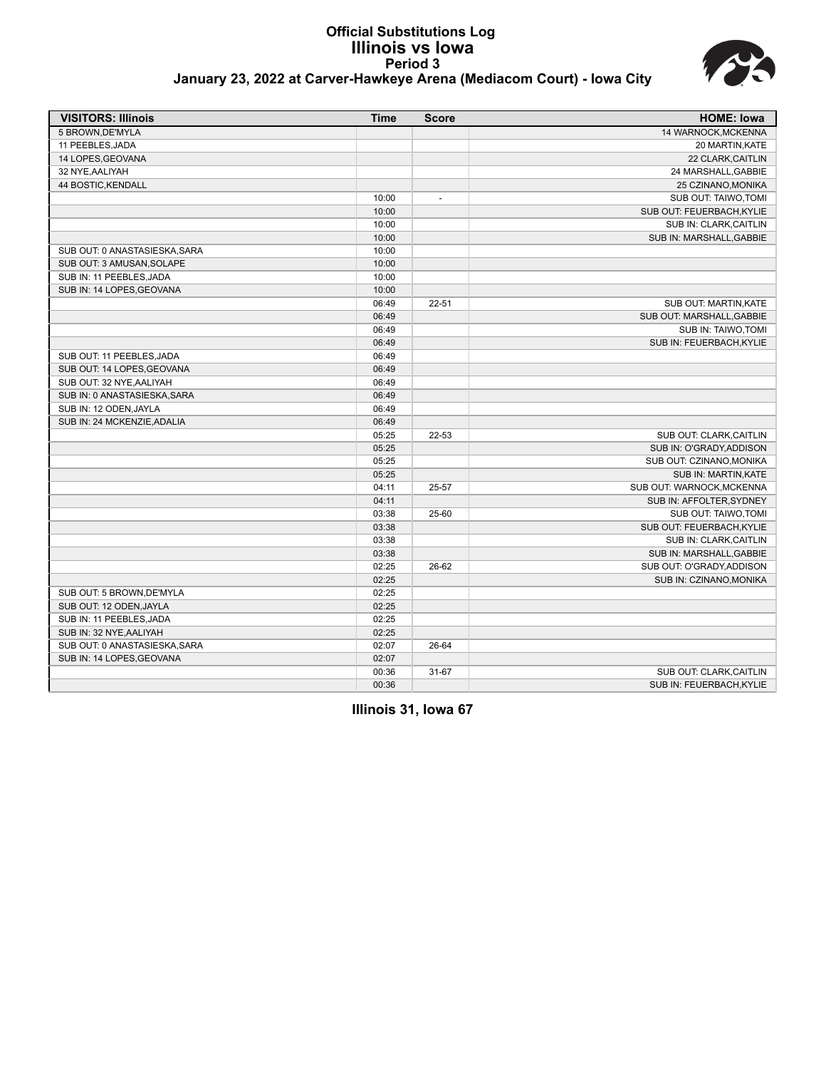# Official Substitutions Log
## Illinois vs Iowa
### Period 3
### January 23, 2022 at Carver-Hawkeye Arena (Mediacom Court) - Iowa City

| VISITORS: Illinois | Time | Score | HOME: Iowa |
|---|---|---|---|
| 5 BROWN,DE'MYLA | | | 14 WARNOCK,MCKENNA |
| 11 PEEBLES,JADA | | | 20 MARTIN,KATE |
| 14 LOPES,GEOVANA | | | 22 CLARK,CAITLIN |
| 32 NYE,AALIYAH | | | 24 MARSHALL,GABBIE |
| 44 BOSTIC,KENDALL | | | 25 CZINANO,MONIKA |
| | 10:00 | - | SUB OUT: TAIWO,TOMI |
| | 10:00 | | SUB OUT: FEUERBACH,KYLIE |
| | 10:00 | | SUB IN: CLARK,CAITLIN |
| | 10:00 | | SUB IN: MARSHALL,GABBIE |
| SUB OUT: 0 ANASTASIESKA,SARA | 10:00 | | |
| SUB OUT: 3 AMUSAN,SOLAPE | 10:00 | | |
| SUB IN: 11 PEEBLES,JADA | 10:00 | | |
| SUB IN: 14 LOPES,GEOVANA | 10:00 | | |
| | 06:49 | 22-51 | SUB OUT: MARTIN,KATE |
| | 06:49 | | SUB OUT: MARSHALL,GABBIE |
| | 06:49 | | SUB IN: TAIWO,TOMI |
| | 06:49 | | SUB IN: FEUERBACH,KYLIE |
| SUB OUT: 11 PEEBLES,JADA | 06:49 | | |
| SUB OUT: 14 LOPES,GEOVANA | 06:49 | | |
| SUB OUT: 32 NYE,AALIYAH | 06:49 | | |
| SUB IN: 0 ANASTASIESKA,SARA | 06:49 | | |
| SUB IN: 12 ODEN,JAYLA | 06:49 | | |
| SUB IN: 24 MCKENZIE,ADALIA | 06:49 | | |
| | 05:25 | 22-53 | SUB OUT: CLARK,CAITLIN |
| | 05:25 | | SUB IN: O'GRADY,ADDISON |
| | 05:25 | | SUB OUT: CZINANO,MONIKA |
| | 05:25 | | SUB IN: MARTIN,KATE |
| | 04:11 | 25-57 | SUB OUT: WARNOCK,MCKENNA |
| | 04:11 | | SUB IN: AFFOLTER,SYDNEY |
| | 03:38 | 25-60 | SUB OUT: TAIWO,TOMI |
| | 03:38 | | SUB OUT: FEUERBACH,KYLIE |
| | 03:38 | | SUB IN: CLARK,CAITLIN |
| | 03:38 | | SUB IN: MARSHALL,GABBIE |
| | 02:25 | 26-62 | SUB OUT: O'GRADY,ADDISON |
| | 02:25 | | SUB IN: CZINANO,MONIKA |
| SUB OUT: 5 BROWN,DE'MYLA | 02:25 | | |
| SUB OUT: 12 ODEN,JAYLA | 02:25 | | |
| SUB IN: 11 PEEBLES,JADA | 02:25 | | |
| SUB IN: 32 NYE,AALIYAH | 02:25 | | |
| SUB OUT: 0 ANASTASIESKA,SARA | 02:07 | 26-64 | |
| SUB IN: 14 LOPES,GEOVANA | 02:07 | | |
| | 00:36 | 31-67 | SUB OUT: CLARK,CAITLIN |
| | 00:36 | | SUB IN: FEUERBACH,KYLIE |

**Illinois 31, Iowa 67**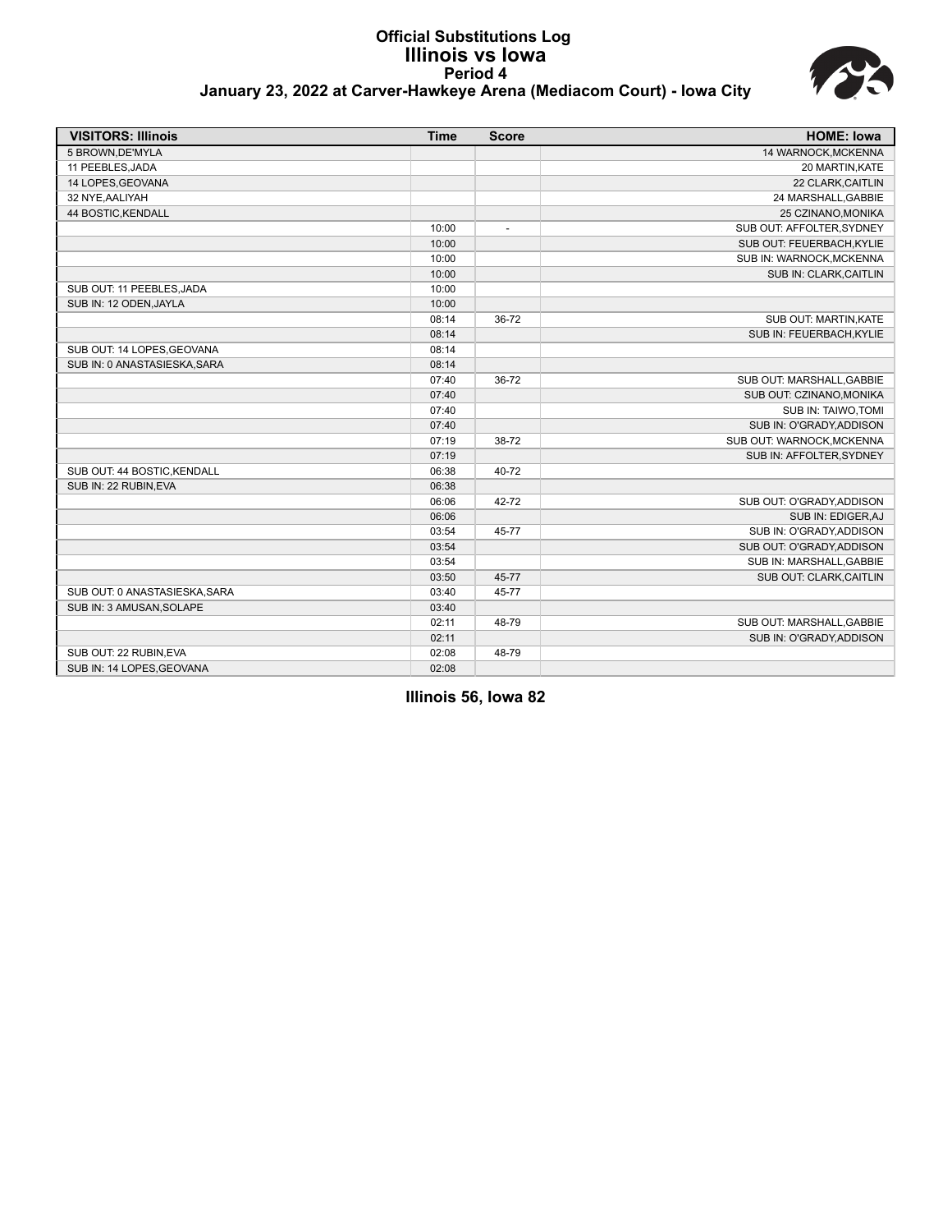# Official Substitutions Log
## Illinois vs Iowa
### Period 4
### January 23, 2022 at Carver-Hawkeye Arena (Mediacom Court) - Iowa City

| VISITORS: Illinois | Time | Score | HOME: Iowa |
|---|---|---|---|
| 5 BROWN,DE'MYLA | | | 14 WARNOCK,MCKENNA |
| 11 PEEBLES,JADA | | | 20 MARTIN,KATE |
| 14 LOPES,GEOVANA | | | 22 CLARK,CAITLIN |
| 32 NYE,AALIYAH | | | 24 MARSHALL,GABBIE |
| 44 BOSTIC,KENDALL | | | 25 CZINANO,MONIKA |
| | 10:00 | - | SUB OUT: AFFOLTER,SYDNEY |
| | 10:00 | | SUB OUT: FEUERBACH,KYLIE |
| | 10:00 | | SUB IN: WARNOCK,MCKENNA |
| | 10:00 | | SUB IN: CLARK,CAITLIN |
| SUB OUT: 11 PEEBLES,JADA | 10:00 | | |
| SUB IN: 12 ODEN,JAYLA | 10:00 | | |
| | 08:14 | 36-72 | SUB OUT: MARTIN,KATE |
| | 08:14 | | SUB IN: FEUERBACH,KYLIE |
| SUB OUT: 14 LOPES,GEOVANA | 08:14 | | |
| SUB IN: 0 ANASTASIESKA,SARA | 08:14 | | |
| | 07:40 | 36-72 | SUB OUT: MARSHALL,GABBIE |
| | 07:40 | | SUB OUT: CZINANO,MONIKA |
| | 07:40 | | SUB IN: TAIWO,TOMI |
| | 07:40 | | SUB IN: O'GRADY,ADDISON |
| | 07:19 | 38-72 | SUB OUT: WARNOCK,MCKENNA |
| | 07:19 | | SUB IN: AFFOLTER,SYDNEY |
| SUB OUT: 44 BOSTIC,KENDALL | 06:38 | 40-72 | |
| SUB IN: 22 RUBIN,EVA | 06:38 | | |
| | 06:06 | 42-72 | SUB OUT: O'GRADY,ADDISON |
| | 06:06 | | SUB IN: EDIGER,AJ |
| | 03:54 | 45-77 | SUB IN: O'GRADY,ADDISON |
| | 03:54 | | SUB OUT: O'GRADY,ADDISON |
| | 03:54 | | SUB IN: MARSHALL,GABBIE |
| | 03:50 | 45-77 | SUB OUT: CLARK,CAITLIN |
| SUB OUT: 0 ANASTASIESKA,SARA | 03:40 | 45-77 | |
| SUB IN: 3 AMUSAN,SOLAPE | 03:40 | | |
| | 02:11 | 48-79 | SUB OUT: MARSHALL,GABBIE |
| | 02:11 | | SUB IN: O'GRADY,ADDISON |
| SUB OUT: 22 RUBIN,EVA | 02:08 | 48-79 | |
| SUB IN: 14 LOPES,GEOVANA | 02:08 | | |

**Illinois 56, Iowa 82**